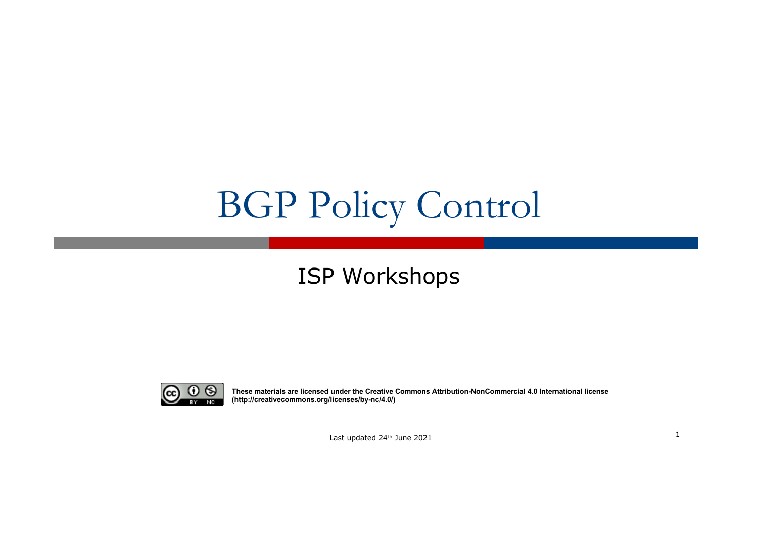# BGP Policy Control

ISP Workshops

**These materials are licensed under the Creative Commons Attribution-NonCommercial 4.0 International license (http://creativecommons.org/licenses/by-nc/4.0/)**

Last updated 24th June 2021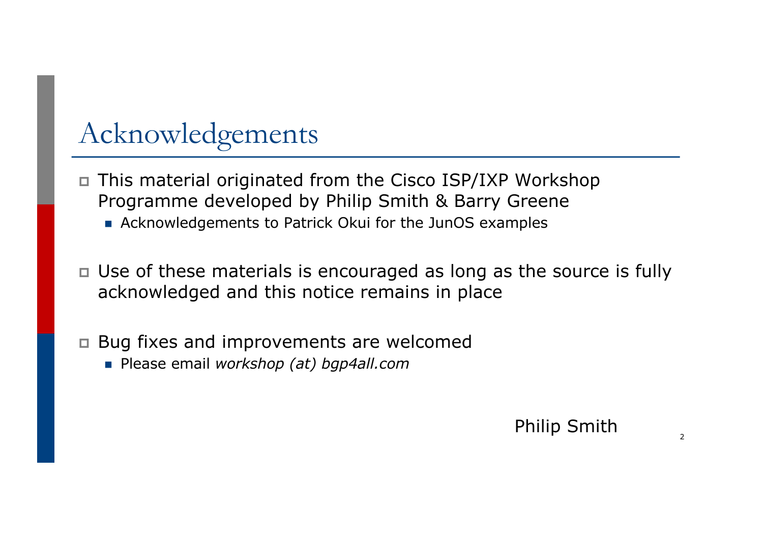# Acknowledgements

- This material originated from the Cisco ISP/IXP Workshop Programme developed by Philip Smith & Barry Greene
  - Acknowledgements to Patrick Okui for the JunOS examples

- Use of these materials is encouraged as long as the source is fully acknowledged and this notice remains in place

- Bug fixes and improvements are welcomed
  - Please email *workshop (at) bgp4all.com*

Philip Smith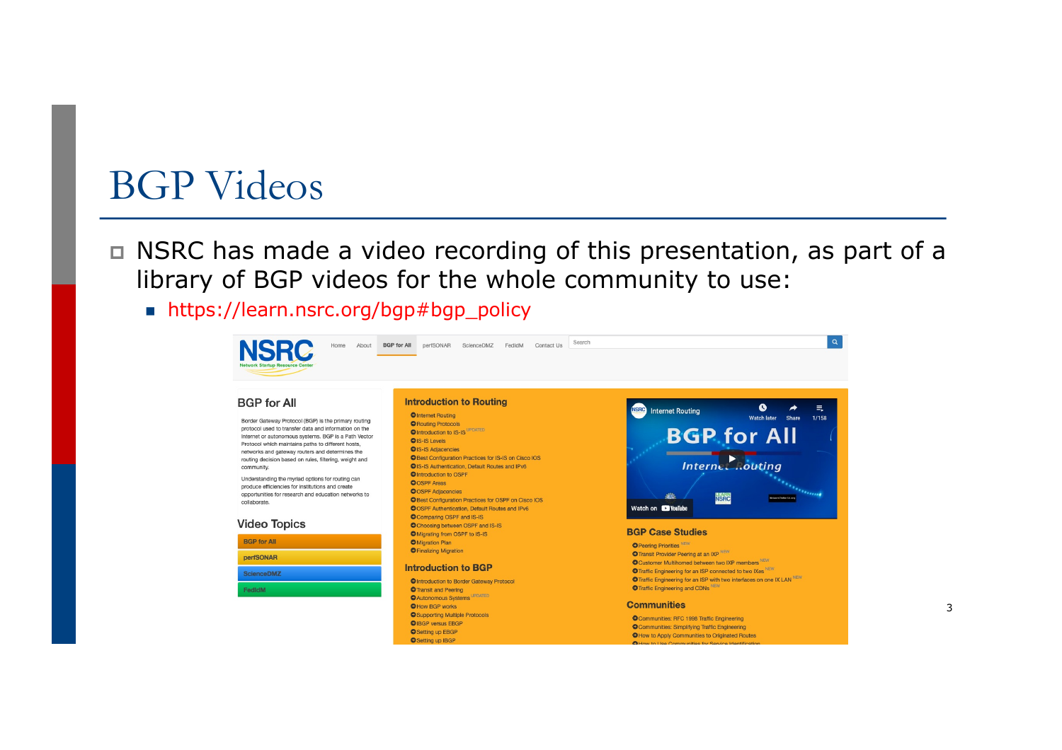# BGP Videos

- NSRC has made a video recording of this presentation, as part of a library of BGP videos for the whole community to use:
  - https://learn.nsrc.org/bgp#bgp_policy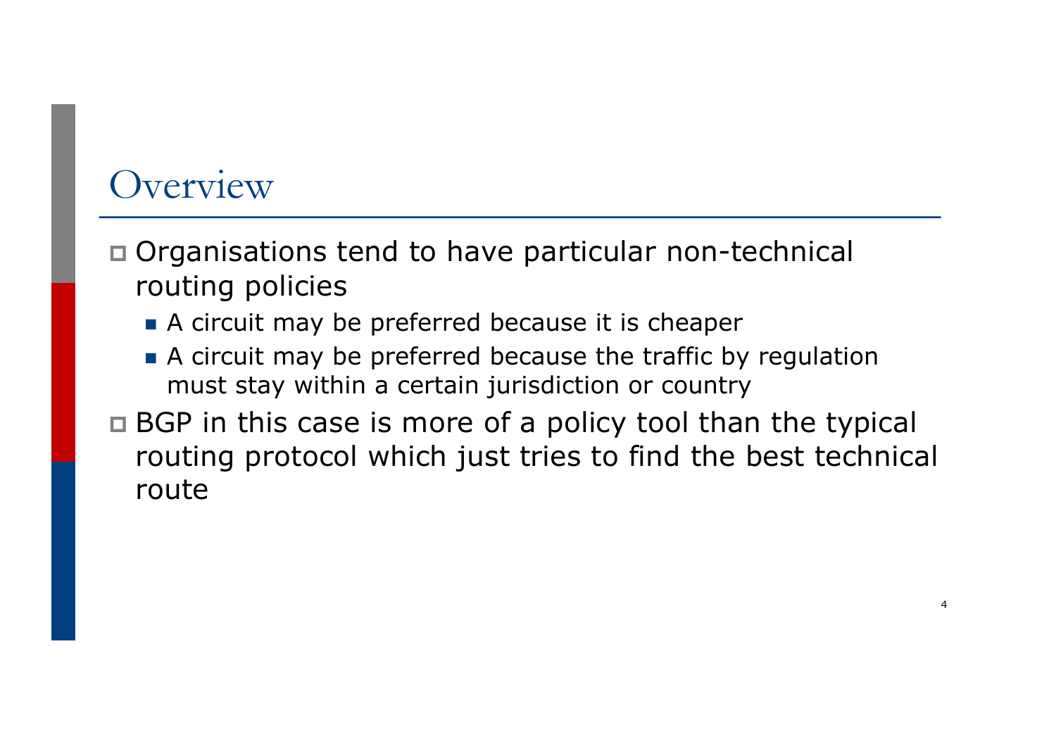# Overview

- Organisations tend to have particular non-technical routing policies
  - A circuit may be preferred because it is cheaper
  - A circuit may be preferred because the traffic by regulation must stay within a certain jurisdiction or country
- BGP in this case is more of a policy tool than the typical routing protocol which just tries to find the best technical route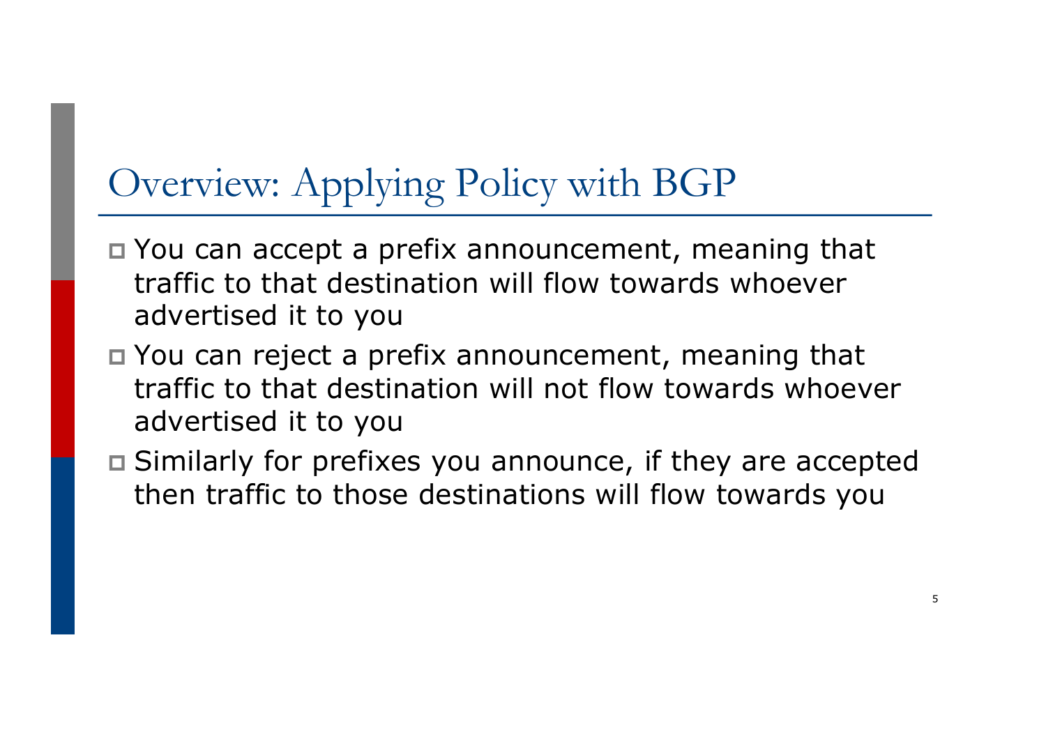# Overview: Applying Policy with BGP

- You can accept a prefix announcement, meaning that traffic to that destination will flow towards whoever advertised it to you
- You can reject a prefix announcement, meaning that traffic to that destination will not flow towards whoever advertised it to you
- Similarly for prefixes you announce, if they are accepted then traffic to those destinations will flow towards you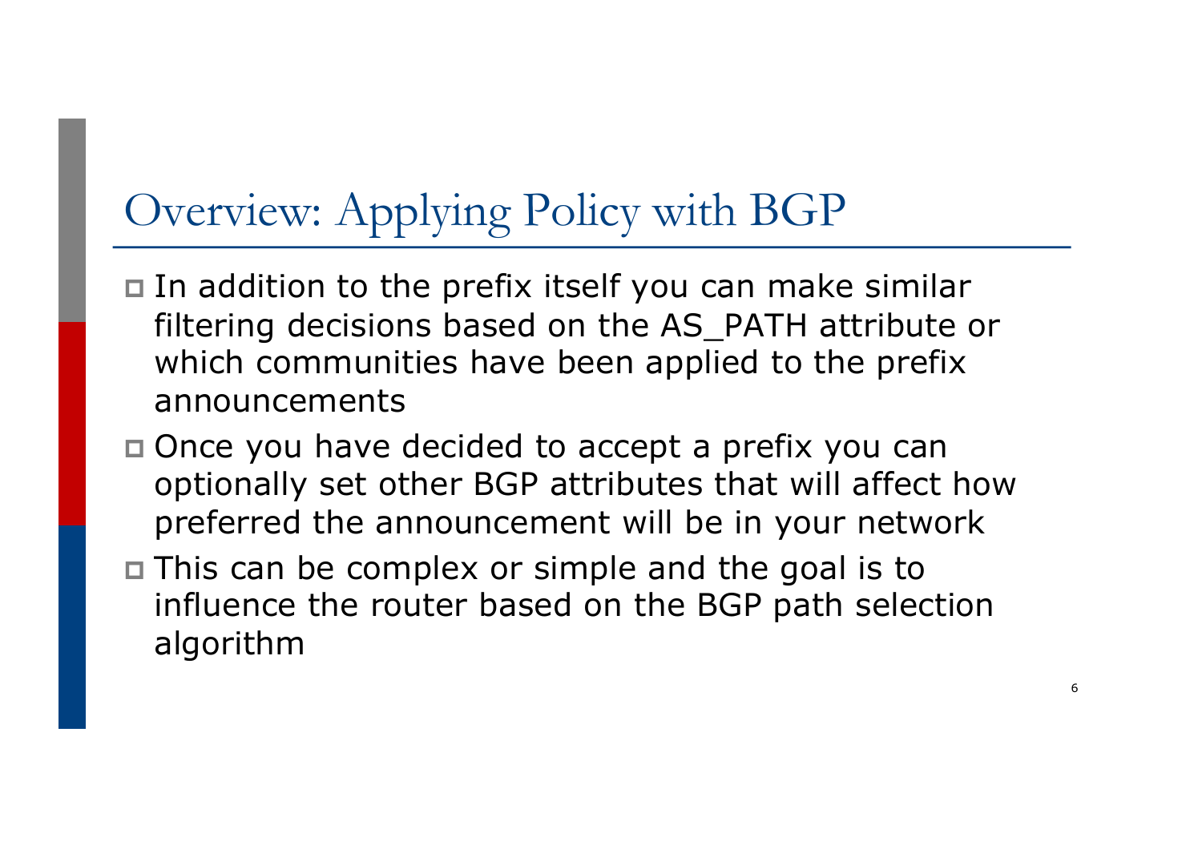# Overview: Applying Policy with BGP

- In addition to the prefix itself you can make similar filtering decisions based on the AS_PATH attribute or which communities have been applied to the prefix announcements
- Once you have decided to accept a prefix you can optionally set other BGP attributes that will affect how preferred the announcement will be in your network
- This can be complex or simple and the goal is to influence the router based on the BGP path selection algorithm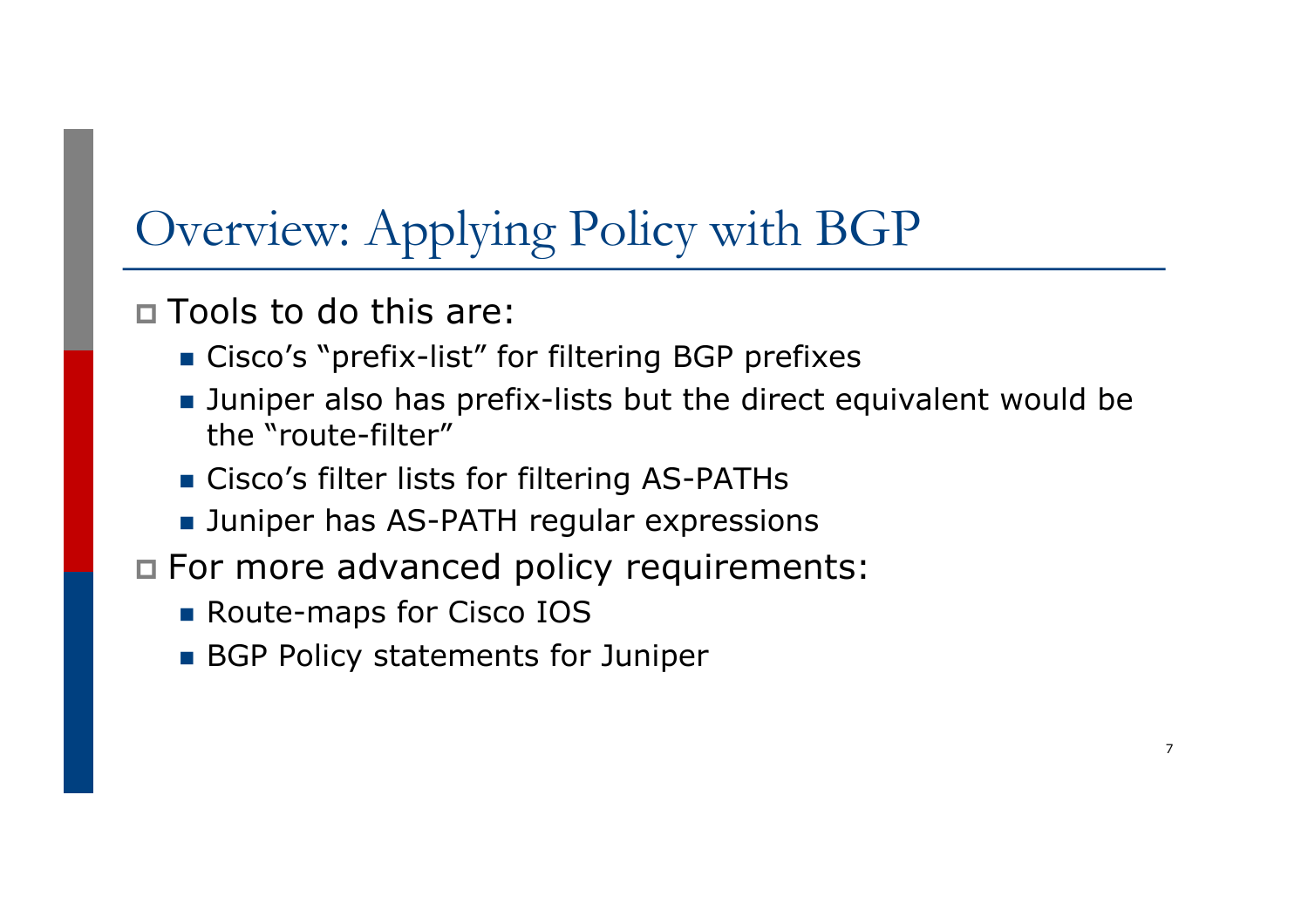# Overview: Applying Policy with BGP

- Tools to do this are:
  - Cisco's "prefix-list" for filtering BGP prefixes
  - Juniper also has prefix-lists but the direct equivalent would be the "route-filter"
  - Cisco's filter lists for filtering AS-PATHs
  - Juniper has AS-PATH regular expressions
- For more advanced policy requirements:
  - Route-maps for Cisco IOS
  - BGP Policy statements for Juniper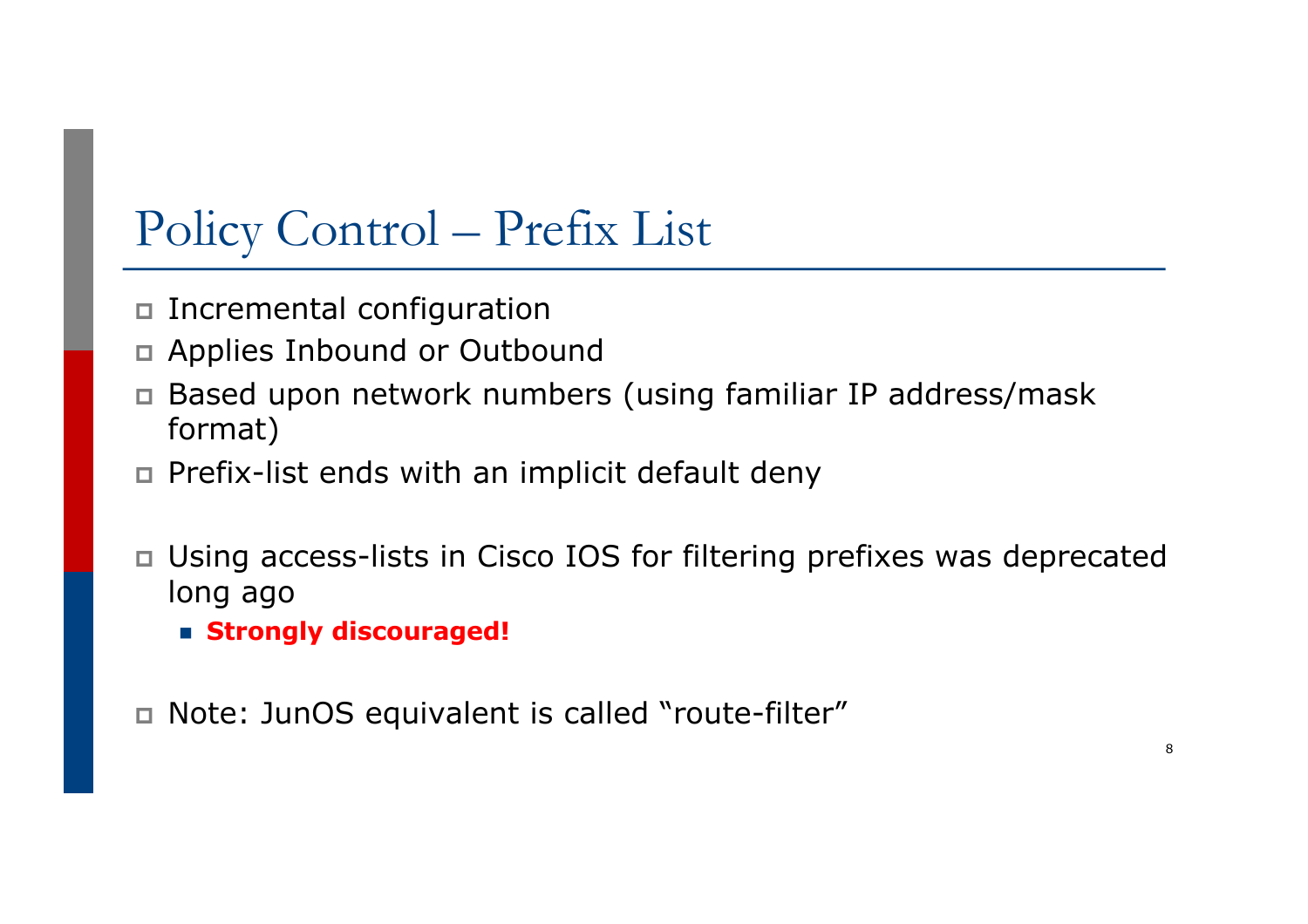# Policy Control – Prefix List

- Incremental configuration
- Applies Inbound or Outbound
- Based upon network numbers (using familiar IP address/mask format)
- Prefix-list ends with an implicit default deny

- Using access-lists in Cisco IOS for filtering prefixes was deprecated long ago
  - **Strongly discouraged!**

- Note: JunOS equivalent is called "route-filter"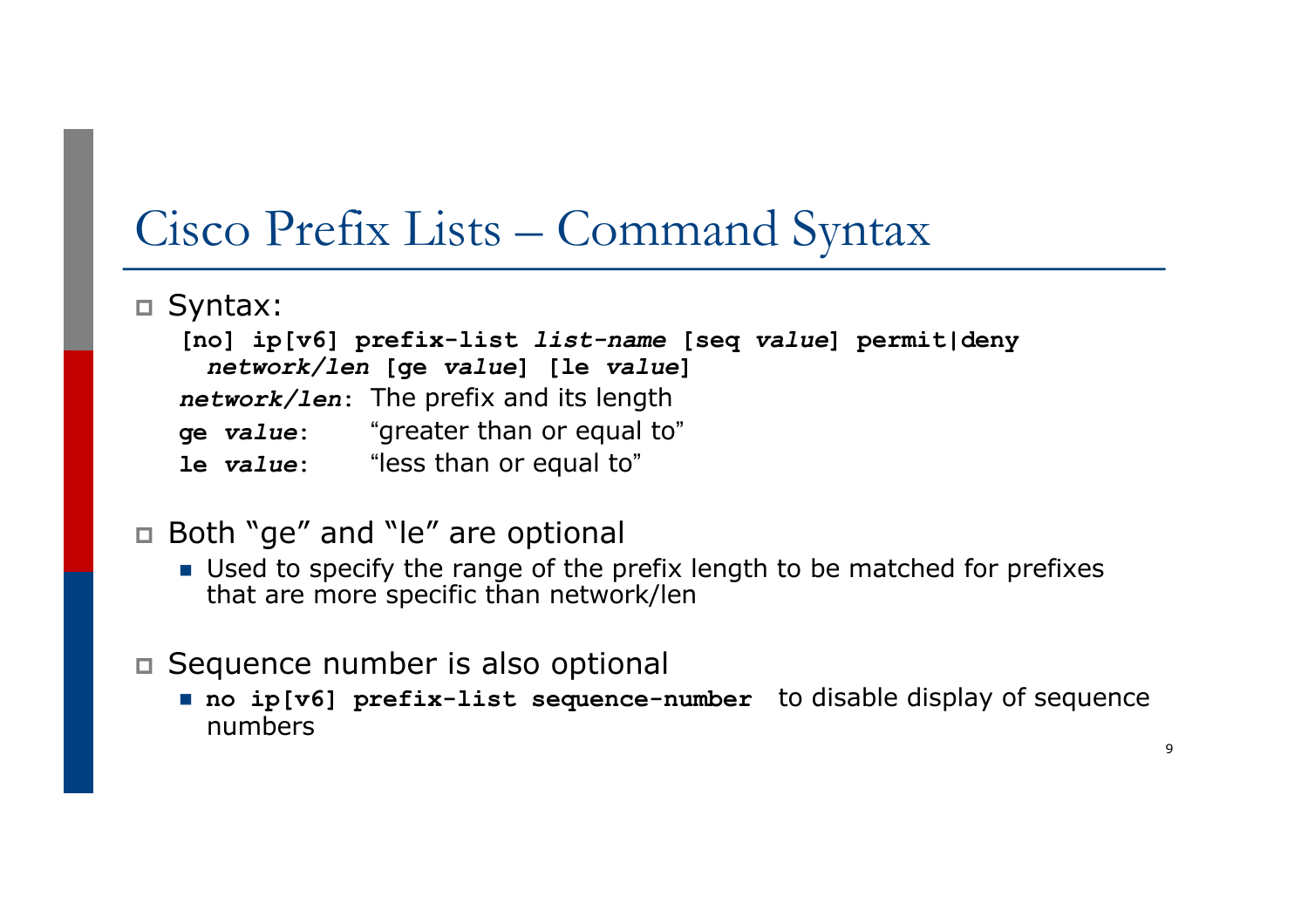# Cisco Prefix Lists – Command Syntax

- Syntax:

  **[no] ip[v6] prefix-list *list-name* [seq *value*] permit|deny *network/len* [ge *value*] [le *value*]**

  ***network/len***: The prefix and its length

  **ge *value***: "greater than or equal to"

  **le *value***: "less than or equal to"

- Both "ge" and "le" are optional
  - Used to specify the range of the prefix length to be matched for prefixes that are more specific than network/len

- Sequence number is also optional
  - **no ip[v6] prefix-list sequence-number** to disable display of sequence numbers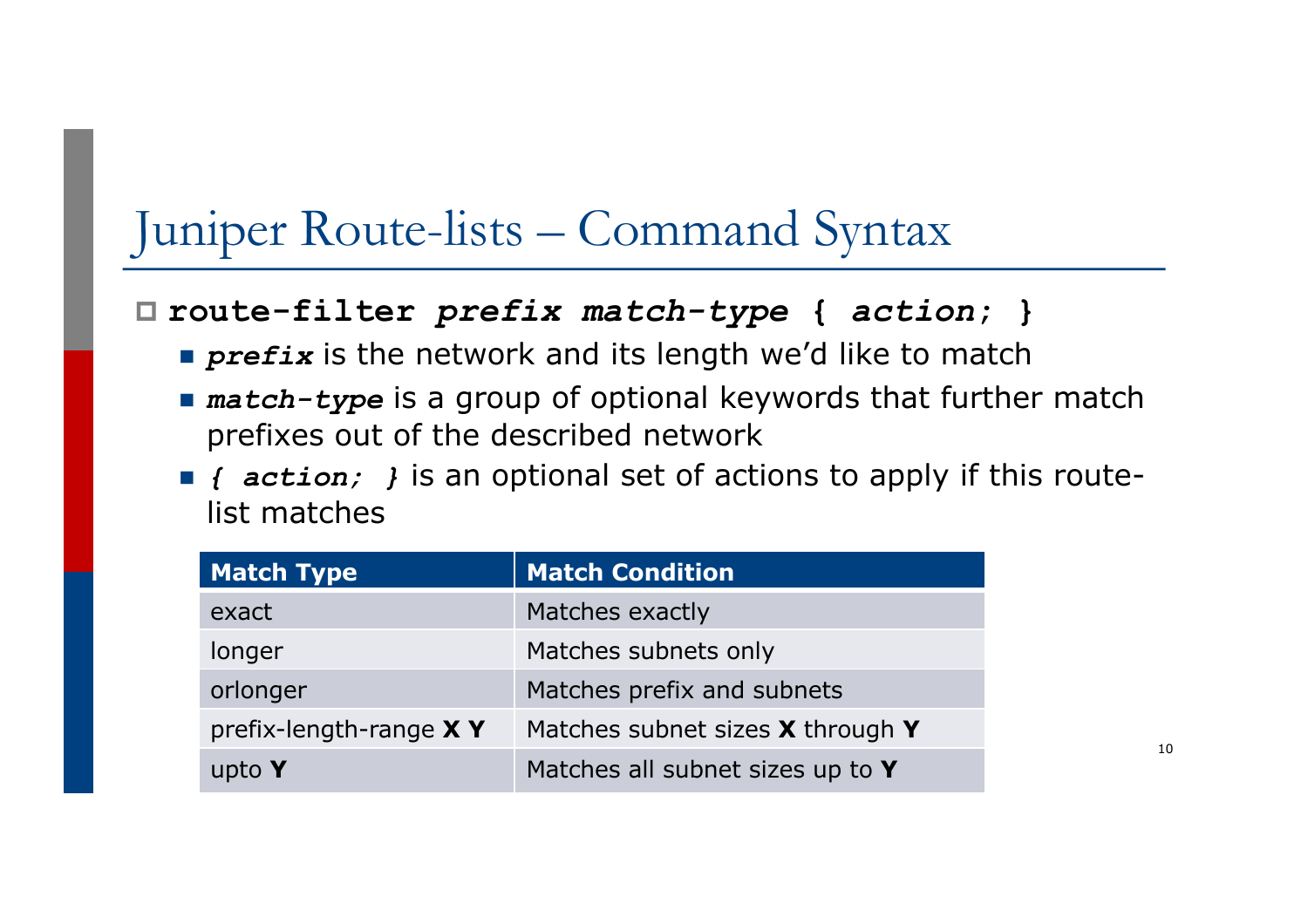# Juniper Route-lists – Command Syntax

- **`route-filter`** ***`prefix match-type`*** **`{`** ***`action;`*** **`}`**
  - ***`prefix`*** is the network and its length we'd like to match
  - ***`match-type`*** is a group of optional keywords that further match prefixes out of the described network
  - ***`{ action; }`*** is an optional set of actions to apply if this route-list matches

| Match Type | Match Condition |
|---|---|
| exact | Matches exactly |
| longer | Matches subnets only |
| orlonger | Matches prefix and subnets |
| prefix-length-range **X Y** | Matches subnet sizes **X** through **Y** |
| upto **Y** | Matches all subnet sizes up to **Y** |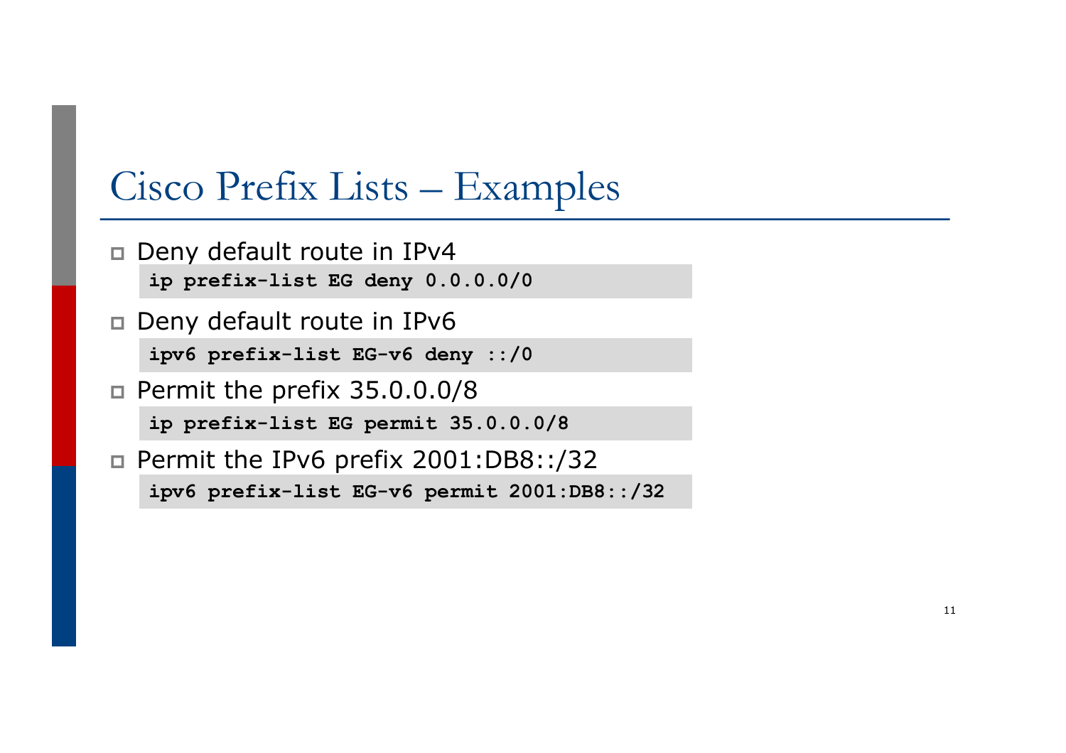# Cisco Prefix Lists – Examples

- Deny default route in IPv4

```
ip prefix-list EG deny 0.0.0.0/0
```

- Deny default route in IPv6

```
ipv6 prefix-list EG-v6 deny ::/0
```

- Permit the prefix 35.0.0.0/8

```
ip prefix-list EG permit 35.0.0.0/8
```

- Permit the IPv6 prefix 2001:DB8::/32

```
ipv6 prefix-list EG-v6 permit 2001:DB8::/32
```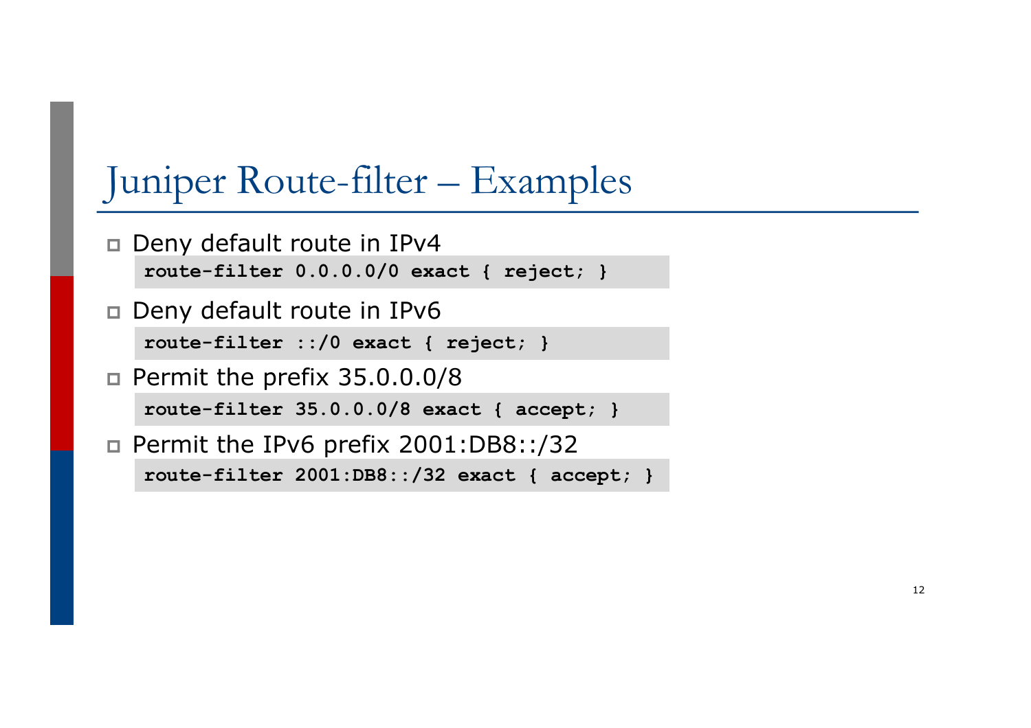# Juniper Route-filter – Examples

- Deny default route in IPv4

```
route-filter 0.0.0.0/0 exact { reject; }
```

- Deny default route in IPv6

```
route-filter ::/0 exact { reject; }
```

- Permit the prefix 35.0.0.0/8

```
route-filter 35.0.0.0/8 exact { accept; }
```

- Permit the IPv6 prefix 2001:DB8::/32

```
route-filter 2001:DB8::/32 exact { accept; }
```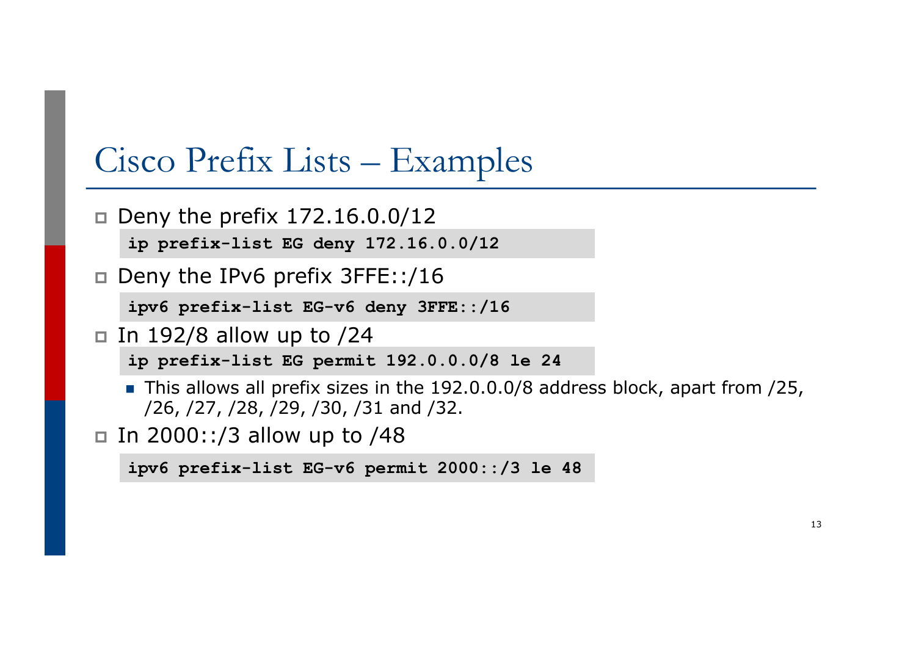# Cisco Prefix Lists – Examples

- Deny the prefix 172.16.0.0/12

```
ip prefix-list EG deny 172.16.0.0/12
```

- Deny the IPv6 prefix 3FFE::/16

```
ipv6 prefix-list EG-v6 deny 3FFE::/16
```

- In 192/8 allow up to /24

```
ip prefix-list EG permit 192.0.0.0/8 le 24
```

  - This allows all prefix sizes in the 192.0.0.0/8 address block, apart from /25, /26, /27, /28, /29, /30, /31 and /32.

- In 2000::/3 allow up to /48

```
ipv6 prefix-list EG-v6 permit 2000::/3 le 48
```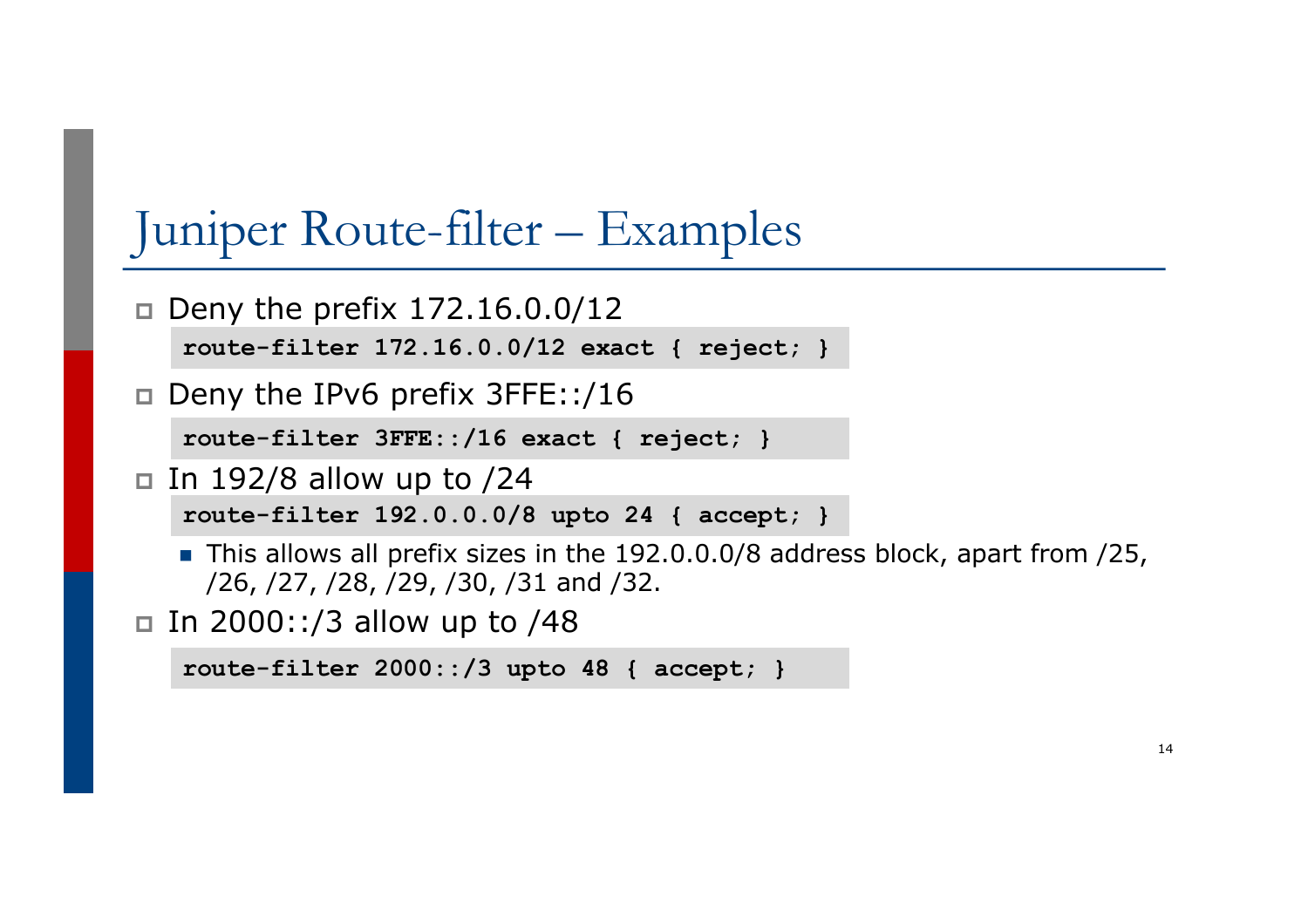# Juniper Route-filter – Examples

- Deny the prefix 172.16.0.0/12

```
route-filter 172.16.0.0/12 exact { reject; }
```

- Deny the IPv6 prefix 3FFE::/16

```
route-filter 3FFE::/16 exact { reject; }
```

- In 192/8 allow up to /24

```
route-filter 192.0.0.0/8 upto 24 { accept; }
```

  - This allows all prefix sizes in the 192.0.0.0/8 address block, apart from /25, /26, /27, /28, /29, /30, /31 and /32.

- In 2000::/3 allow up to /48

```
route-filter 2000::/3 upto 48 { accept; }
```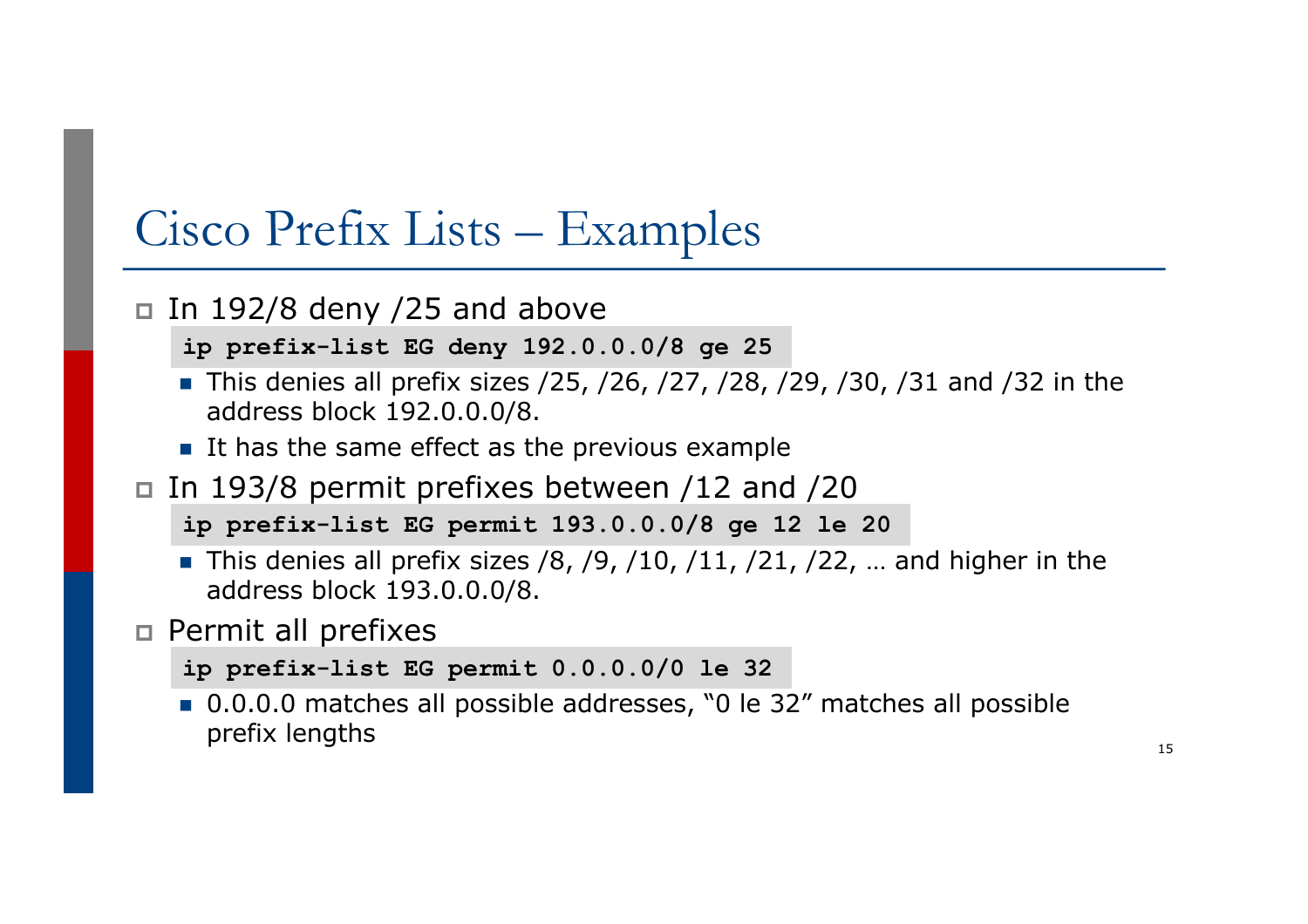# Cisco Prefix Lists – Examples

- In 192/8 deny /25 and above

```
ip prefix-list EG deny 192.0.0.0/8 ge 25
```

  - This denies all prefix sizes /25, /26, /27, /28, /29, /30, /31 and /32 in the address block 192.0.0.0/8.
  - It has the same effect as the previous example

- In 193/8 permit prefixes between /12 and /20

```
ip prefix-list EG permit 193.0.0.0/8 ge 12 le 20
```

  - This denies all prefix sizes /8, /9, /10, /11, /21, /22, … and higher in the address block 193.0.0.0/8.

- Permit all prefixes

```
ip prefix-list EG permit 0.0.0.0/0 le 32
```

  - 0.0.0.0 matches all possible addresses, "0 le 32" matches all possible prefix lengths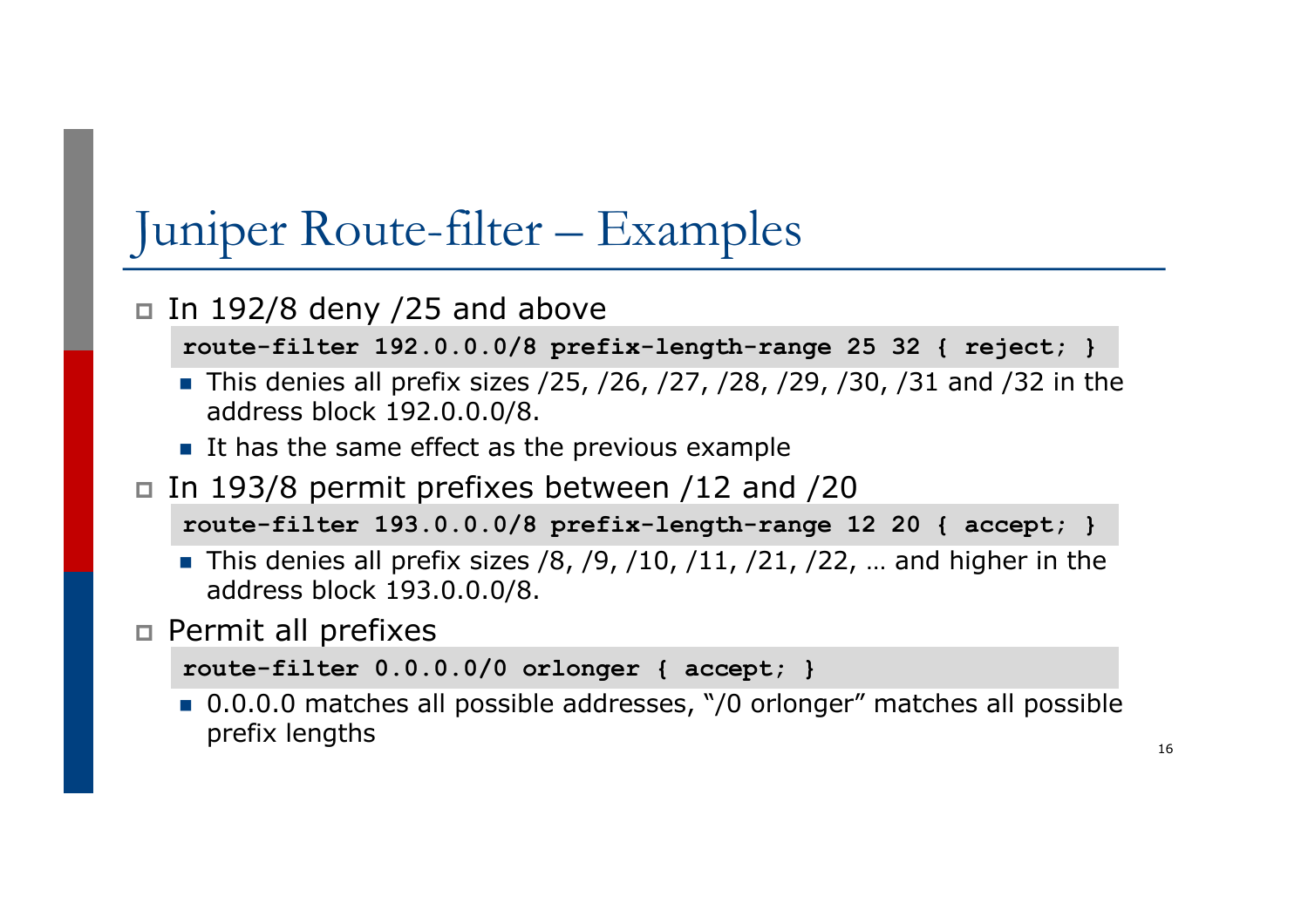# Juniper Route-filter – Examples

- In 192/8 deny /25 and above

```
route-filter 192.0.0.0/8 prefix-length-range 25 32 { reject; }
```

  - This denies all prefix sizes /25, /26, /27, /28, /29, /30, /31 and /32 in the address block 192.0.0.0/8.
  - It has the same effect as the previous example

- In 193/8 permit prefixes between /12 and /20

```
route-filter 193.0.0.0/8 prefix-length-range 12 20 { accept; }
```

  - This denies all prefix sizes /8, /9, /10, /11, /21, /22, … and higher in the address block 193.0.0.0/8.

- Permit all prefixes

```
route-filter 0.0.0.0/0 orlonger { accept; }
```

  - 0.0.0.0 matches all possible addresses, "/0 orlonger" matches all possible prefix lengths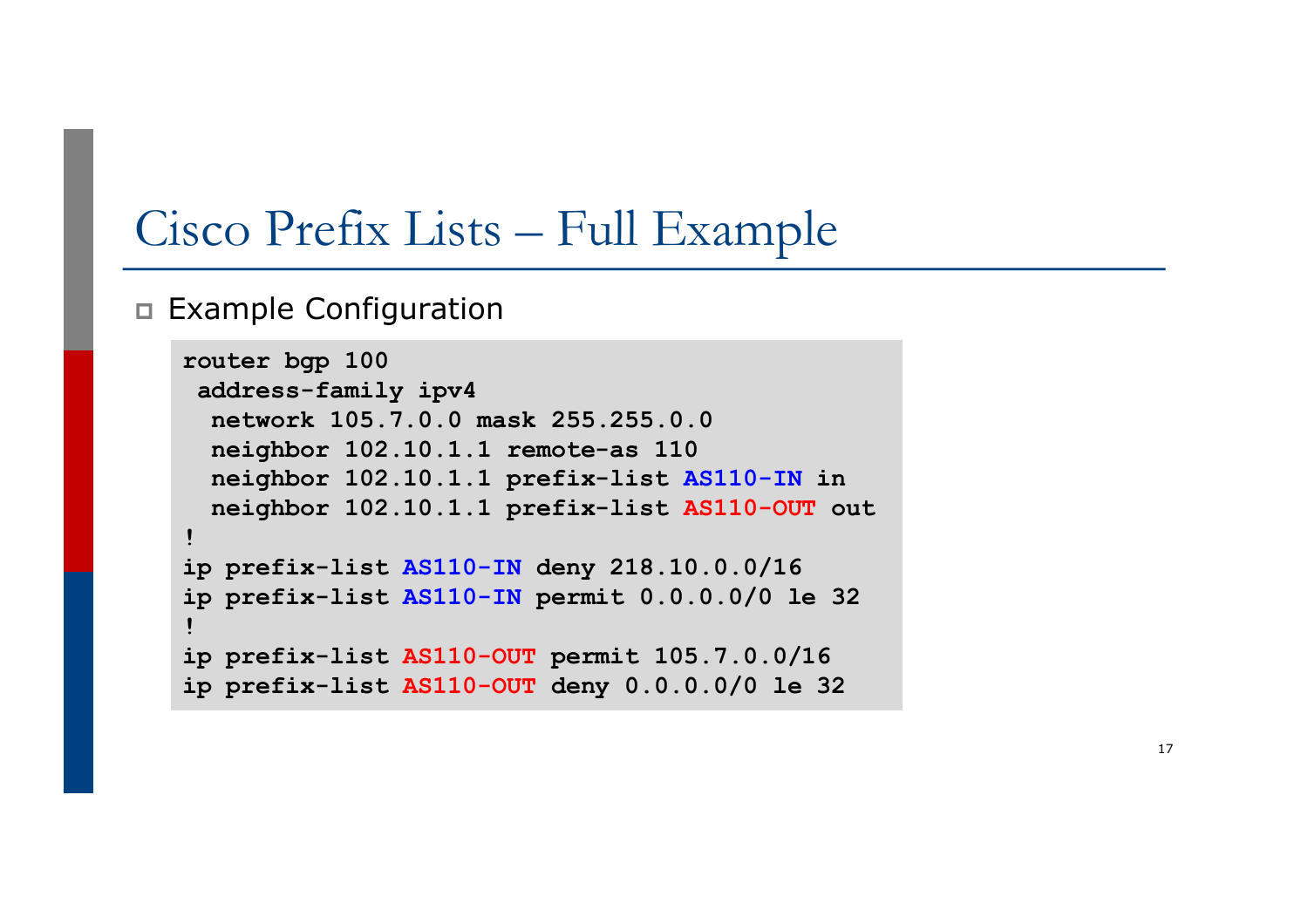# Cisco Prefix Lists – Full Example

- Example Configuration

```
router bgp 100
 address-family ipv4
  network 105.7.0.0 mask 255.255.0.0
  neighbor 102.10.1.1 remote-as 110
  neighbor 102.10.1.1 prefix-list AS110-IN in
  neighbor 102.10.1.1 prefix-list AS110-OUT out
!
ip prefix-list AS110-IN deny 218.10.0.0/16
ip prefix-list AS110-IN permit 0.0.0.0/0 le 32
!
ip prefix-list AS110-OUT permit 105.7.0.0/16
ip prefix-list AS110-OUT deny 0.0.0.0/0 le 32
```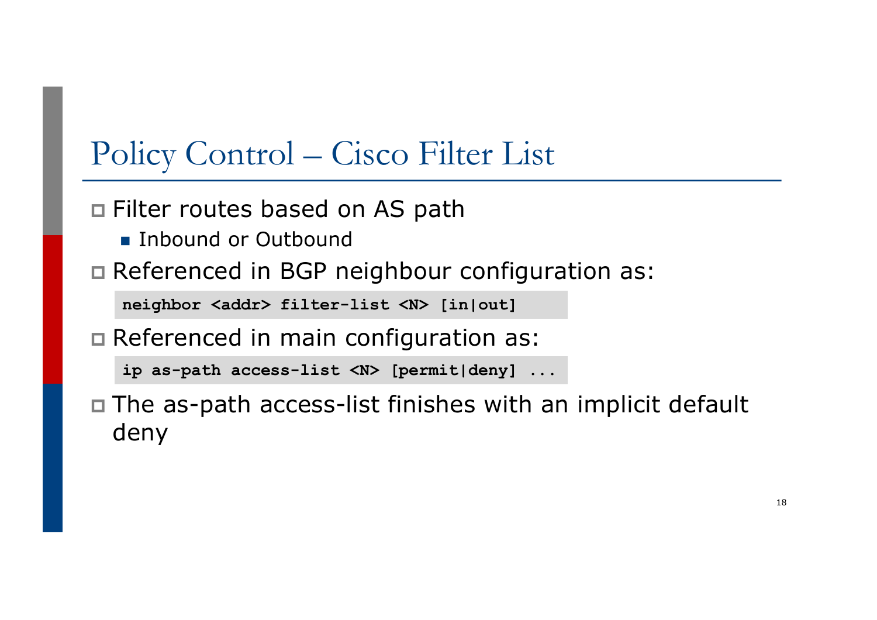# Policy Control – Cisco Filter List

- Filter routes based on AS path
  - Inbound or Outbound
- Referenced in BGP neighbour configuration as:

```
neighbor <addr> filter-list <N> [in|out]
```

- Referenced in main configuration as:

```
ip as-path access-list <N> [permit|deny] ...
```

- The as-path access-list finishes with an implicit default deny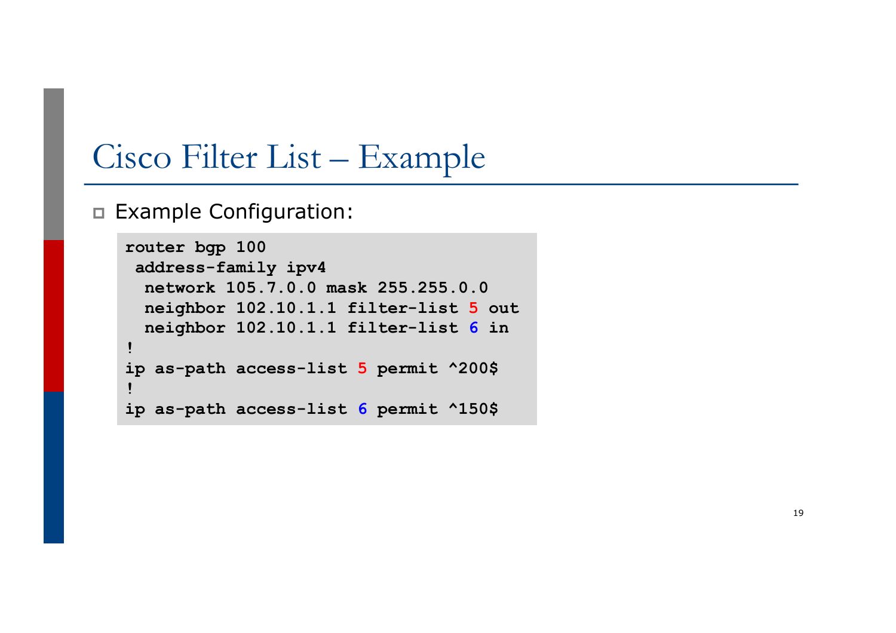# Cisco Filter List – Example

- Example Configuration:

```
router bgp 100
 address-family ipv4
  network 105.7.0.0 mask 255.255.0.0
  neighbor 102.10.1.1 filter-list 5 out
  neighbor 102.10.1.1 filter-list 6 in
!
ip as-path access-list 5 permit ^200$
!
ip as-path access-list 6 permit ^150$
```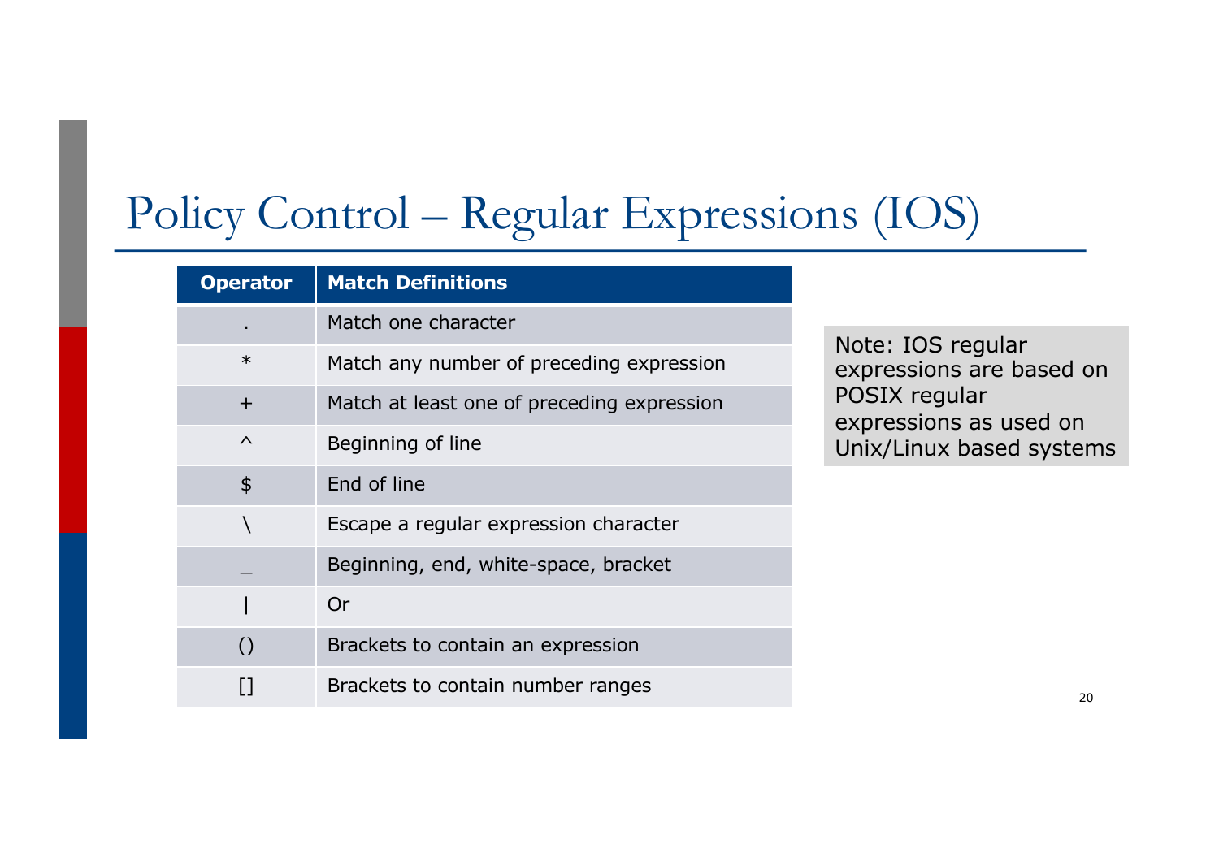# Policy Control – Regular Expressions (IOS)

| Operator | Match Definitions |
|---|---|
| . | Match one character |
| * | Match any number of preceding expression |
| + | Match at least one of preceding expression |
| ^ | Beginning of line |
| $ | End of line |
| \ | Escape a regular expression character |
| _ | Beginning, end, white-space, bracket |
| \| | Or |
| () | Brackets to contain an expression |
| [] | Brackets to contain number ranges |

Note: IOS regular expressions are based on POSIX regular expressions as used on Unix/Linux based systems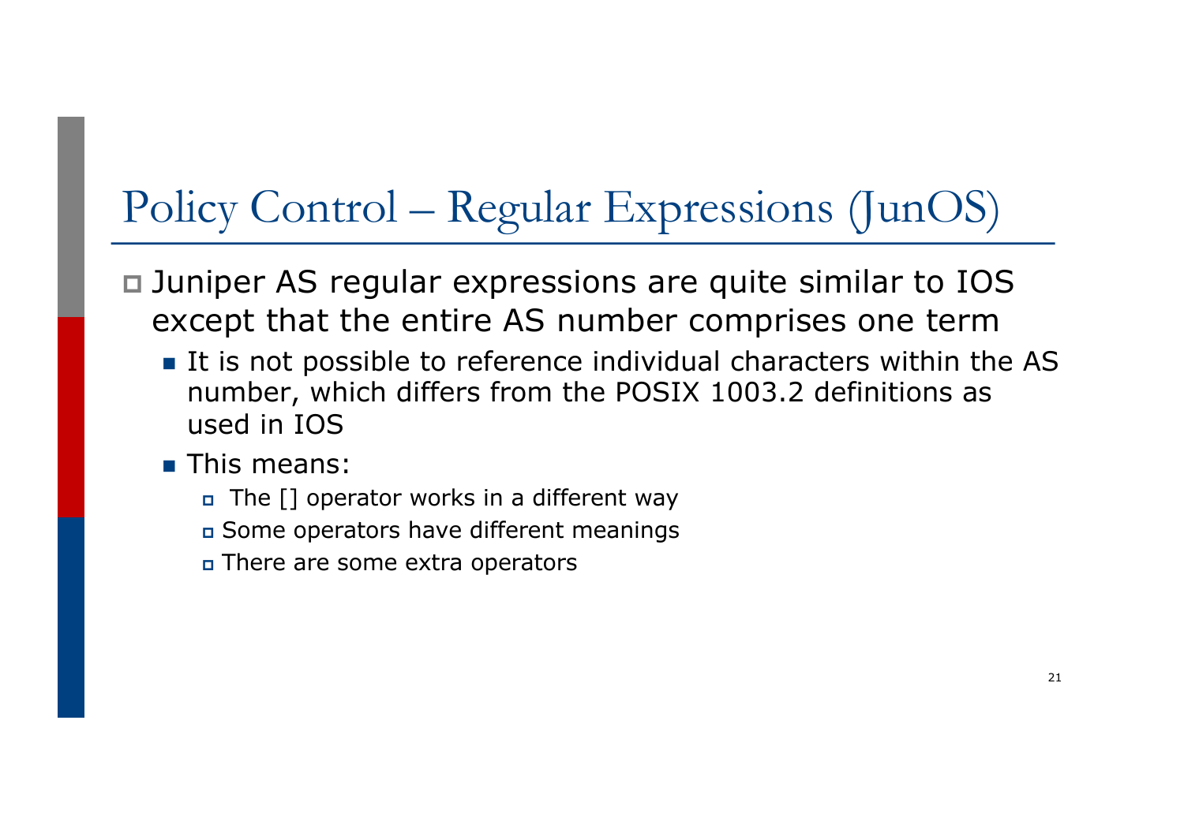# Policy Control – Regular Expressions (JunOS)

- Juniper AS regular expressions are quite similar to IOS except that the entire AS number comprises one term
  - It is not possible to reference individual characters within the AS number, which differs from the POSIX 1003.2 definitions as used in IOS
  - This means:
    - The [] operator works in a different way
    - Some operators have different meanings
    - There are some extra operators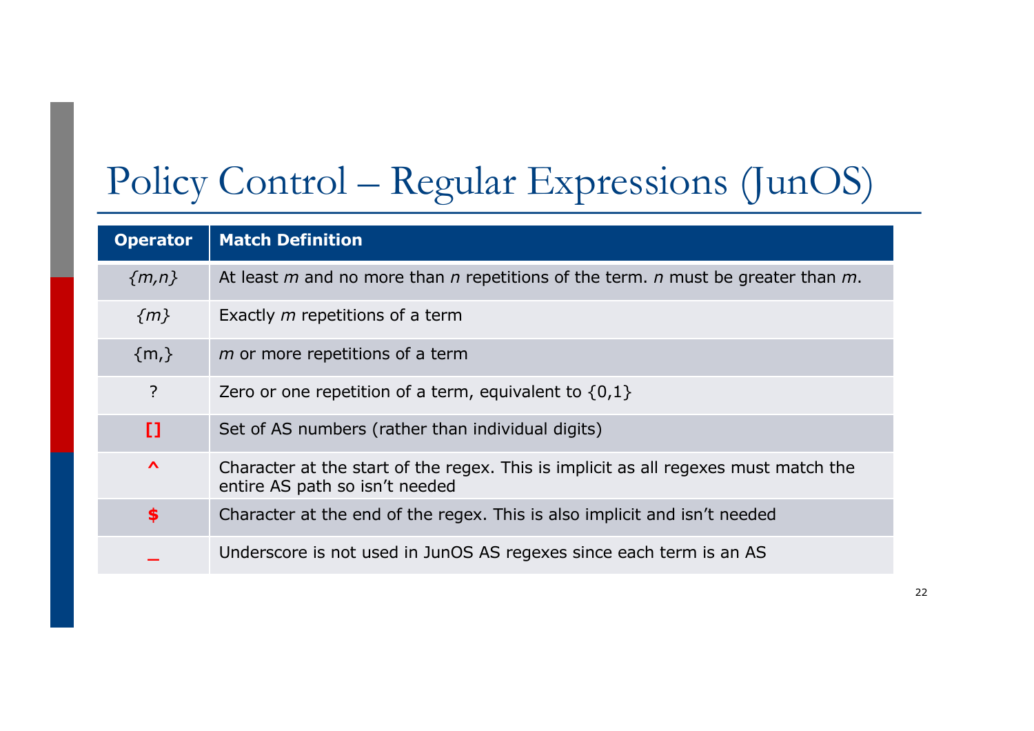# Policy Control – Regular Expressions (JunOS)

| Operator | Match Definition |
| --- | --- |
| *{m,n}* | At least *m* and no more than *n* repetitions of the term. *n* must be greater than *m*. |
| *{m}* | Exactly *m* repetitions of a term |
| {m,} | *m* or more repetitions of a term |
| ? | Zero or one repetition of a term, equivalent to {0,1} |
| **[]** | Set of AS numbers (rather than individual digits) |
| **^** | Character at the start of the regex. This is implicit as all regexes must match the entire AS path so isn't needed |
| **$** | Character at the end of the regex. This is also implicit and isn't needed |
| **_** | Underscore is not used in JunOS AS regexes since each term is an AS |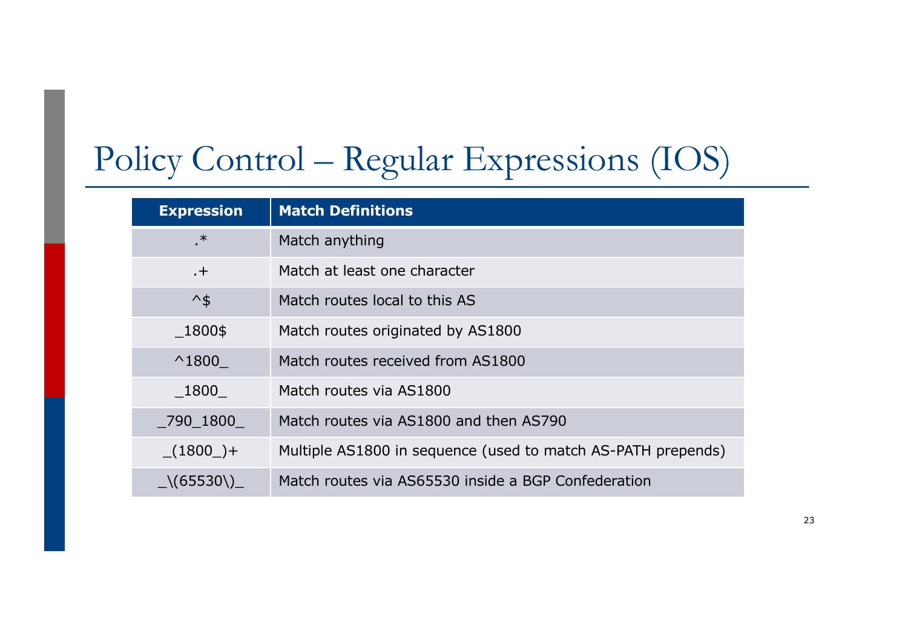# Policy Control – Regular Expressions (IOS)

| Expression | Match Definitions |
|---|---|
| .* | Match anything |
| .+ | Match at least one character |
| ^$ | Match routes local to this AS |
| _1800$ | Match routes originated by AS1800 |
| ^1800_ | Match routes received from AS1800 |
| _1800_ | Match routes via AS1800 |
| _790_1800_ | Match routes via AS1800 and then AS790 |
| _(1800_)+ | Multiple AS1800 in sequence (used to match AS-PATH prepends) |
| _\(65530\)_ | Match routes via AS65530 inside a BGP Confederation |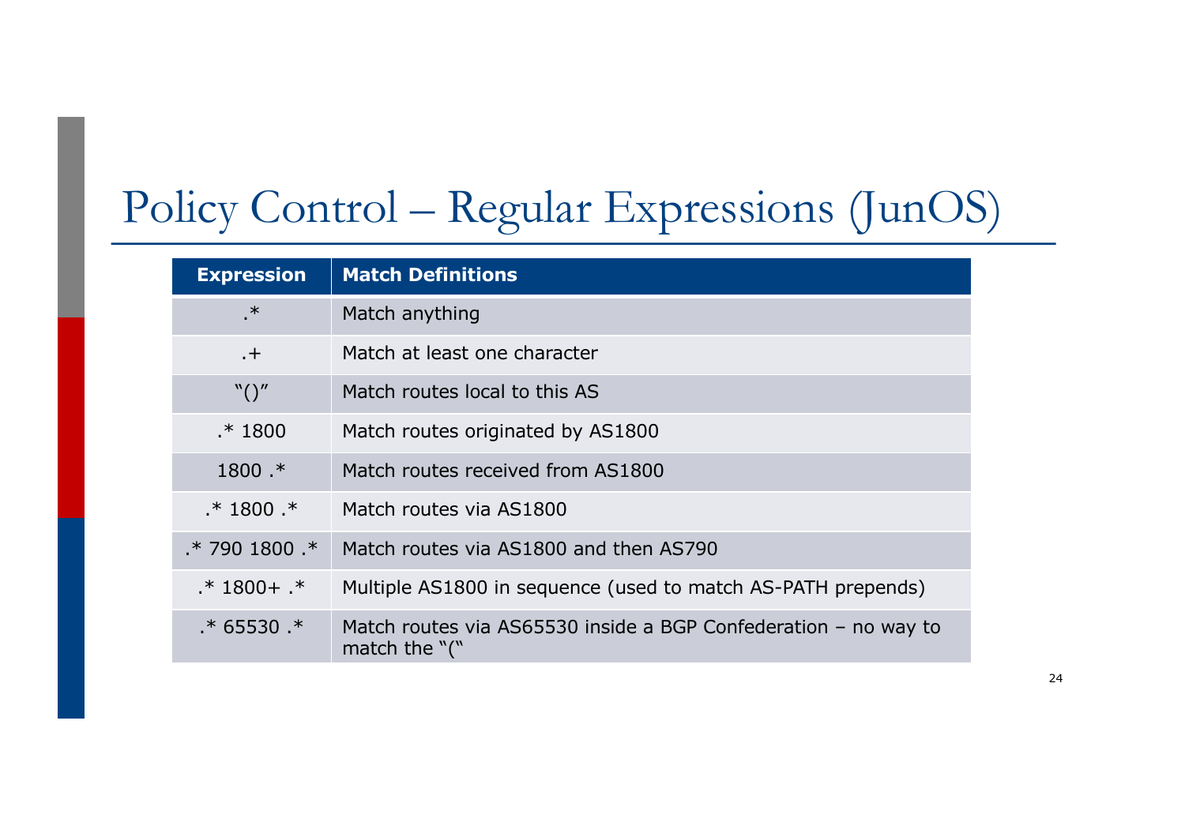# Policy Control – Regular Expressions (JunOS)

| Expression | Match Definitions |
|---|---|
| .* | Match anything |
| .+ | Match at least one character |
| "()" | Match routes local to this AS |
| .* 1800 | Match routes originated by AS1800 |
| 1800 .* | Match routes received from AS1800 |
| .* 1800 .* | Match routes via AS1800 |
| .* 790 1800 .* | Match routes via AS1800 and then AS790 |
| .* 1800+ .* | Multiple AS1800 in sequence (used to match AS-PATH prepends) |
| .* 65530 .* | Match routes via AS65530 inside a BGP Confederation – no way to match the "(" |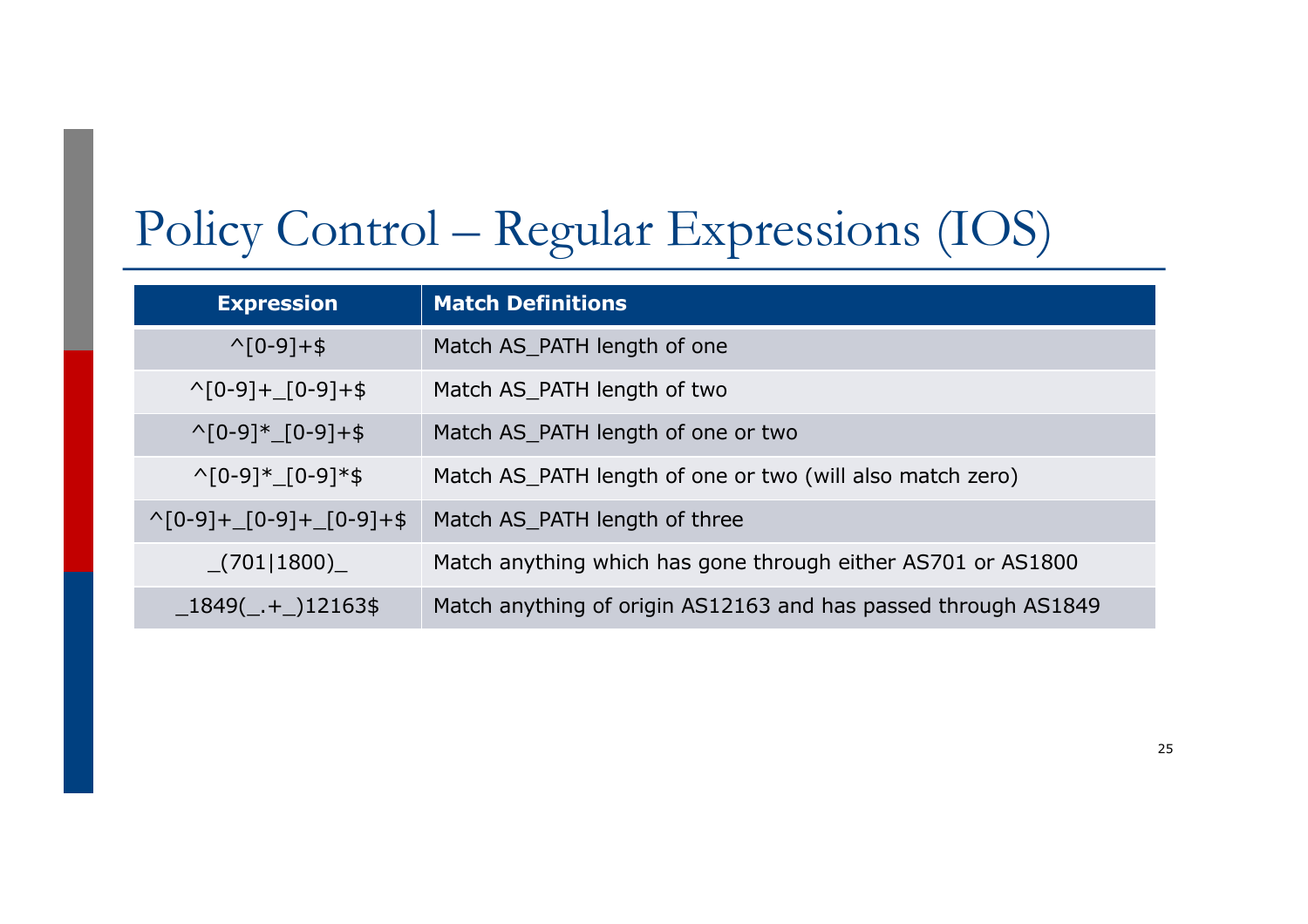# Policy Control – Regular Expressions (IOS)

| Expression | Match Definitions |
|---|---|
| ^[0-9]+$ | Match AS_PATH length of one |
| ^[0-9]+_[0-9]+$ | Match AS_PATH length of two |
| ^[0-9]*_[0-9]+$ | Match AS_PATH length of one or two |
| ^[0-9]*_[0-9]*$ | Match AS_PATH length of one or two (will also match zero) |
| ^[0-9]+_[0-9]+_[0-9]+$ | Match AS_PATH length of three |
| _(701\|1800)_ | Match anything which has gone through either AS701 or AS1800 |
| _1849(_.+_)12163$ | Match anything of origin AS12163 and has passed through AS1849 |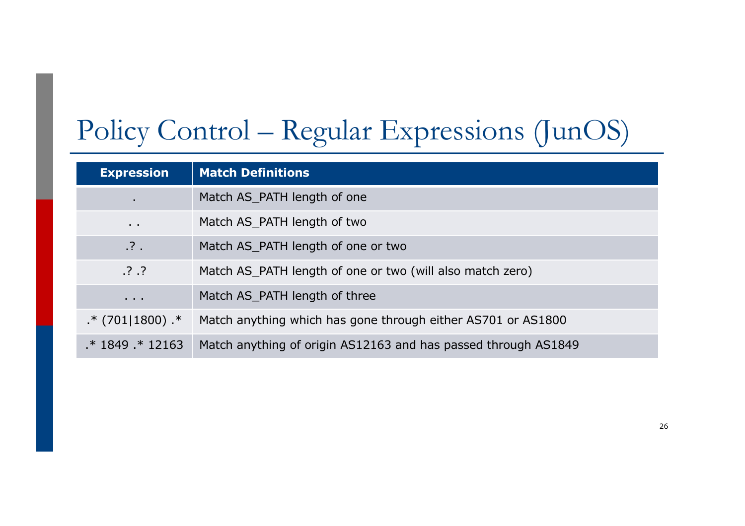# Policy Control – Regular Expressions (JunOS)

| Expression | Match Definitions |
| --- | --- |
| . | Match AS_PATH length of one |
| . . | Match AS_PATH length of two |
| .? . | Match AS_PATH length of one or two |
| .? .? | Match AS_PATH length of one or two (will also match zero) |
| . . . | Match AS_PATH length of three |
| .* (701\|1800) .* | Match anything which has gone through either AS701 or AS1800 |
| .* 1849 .* 12163 | Match anything of origin AS12163 and has passed through AS1849 |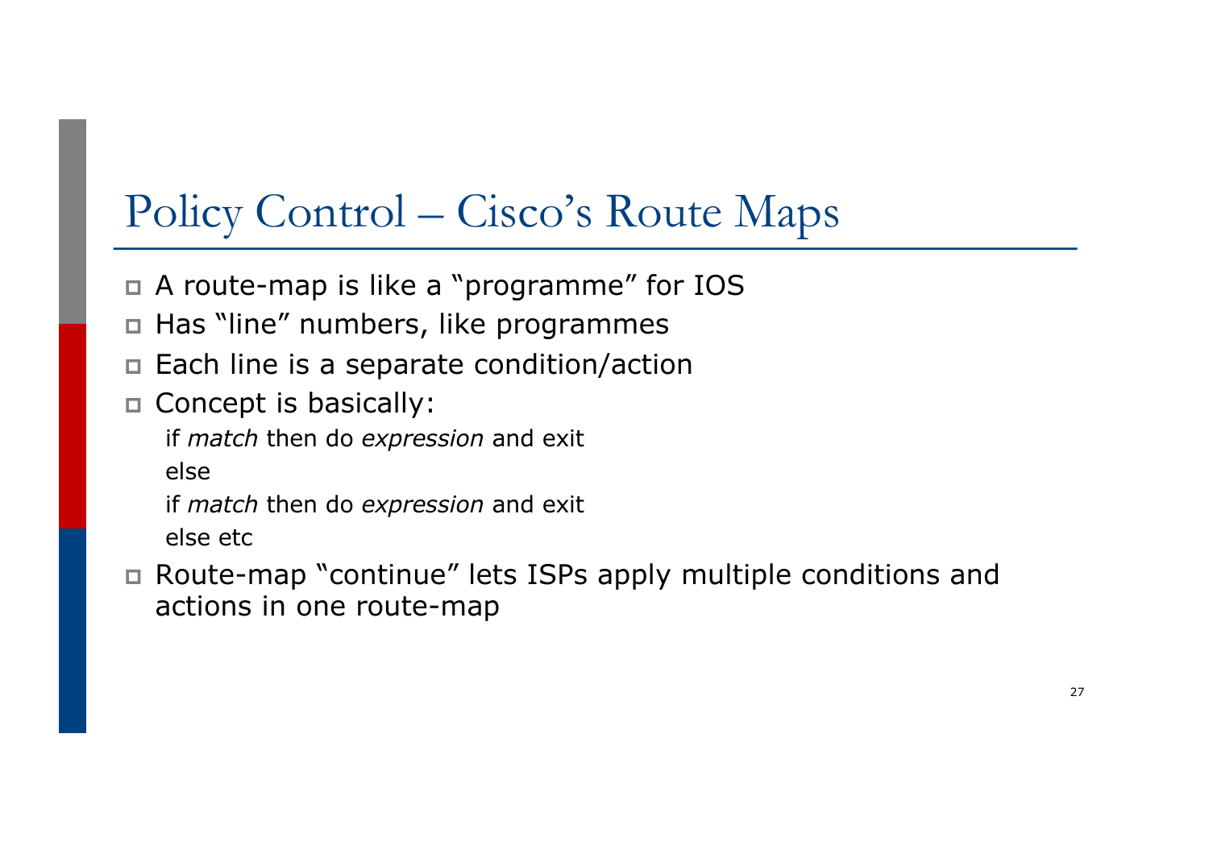# Policy Control – Cisco's Route Maps

- A route-map is like a "programme" for IOS
- Has "line" numbers, like programmes
- Each line is a separate condition/action
- Concept is basically:

  if *match* then do *expression* and exit

  else

  if *match* then do *expression* and exit

  else etc
- Route-map "continue" lets ISPs apply multiple conditions and actions in one route-map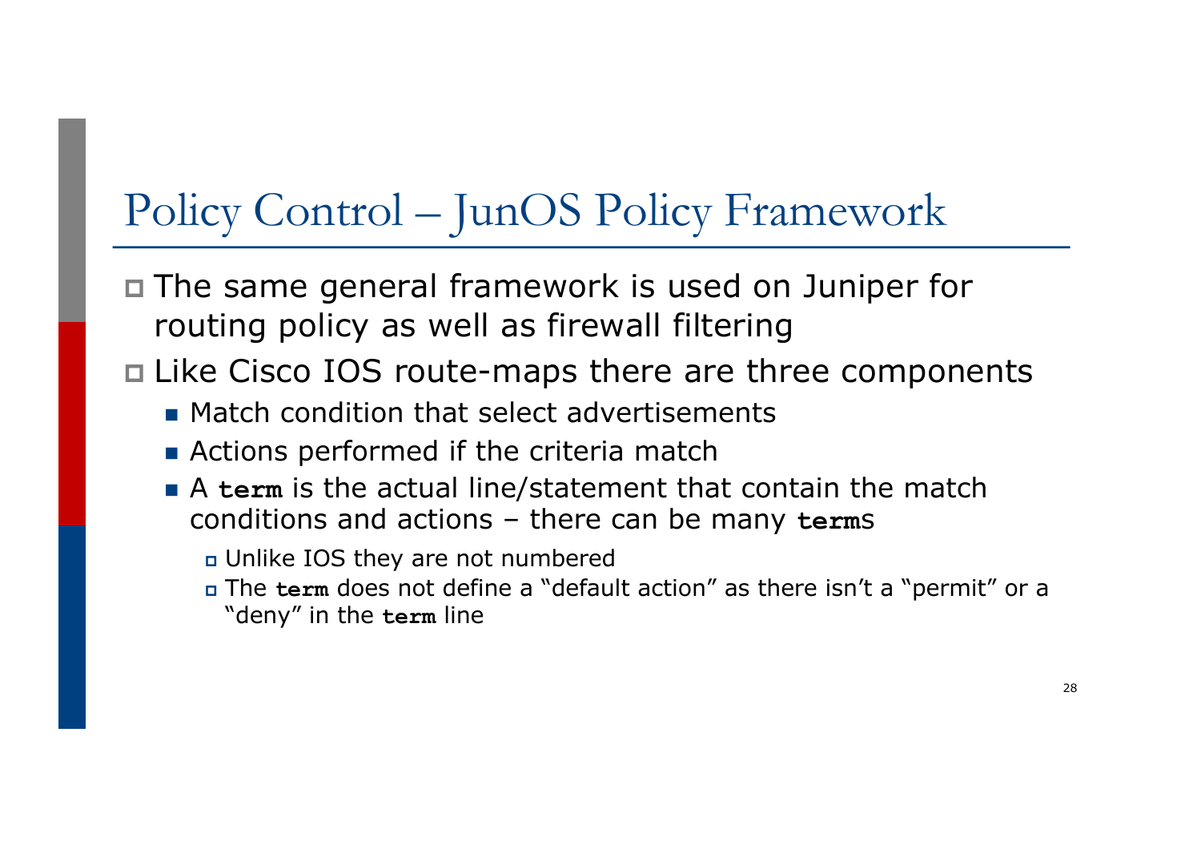# Policy Control – JunOS Policy Framework

- The same general framework is used on Juniper for routing policy as well as firewall filtering
- Like Cisco IOS route-maps there are three components
  - Match condition that select advertisements
  - Actions performed if the criteria match
  - A **`term`** is the actual line/statement that contain the match conditions and actions – there can be many **`term`**s
    - Unlike IOS they are not numbered
    - The **`term`** does not define a "default action" as there isn't a "permit" or a "deny" in the **`term`** line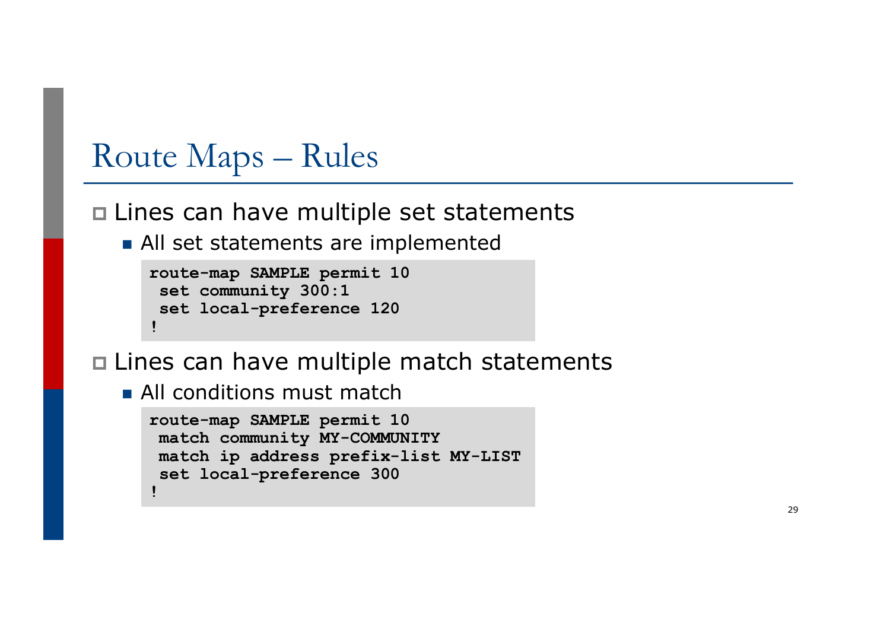# Route Maps – Rules

- Lines can have multiple set statements
  - All set statements are implemented

```
route-map SAMPLE permit 10
 set community 300:1
 set local-preference 120
!
```

- Lines can have multiple match statements
  - All conditions must match

```
route-map SAMPLE permit 10
 match community MY-COMMUNITY
 match ip address prefix-list MY-LIST
 set local-preference 300
!
```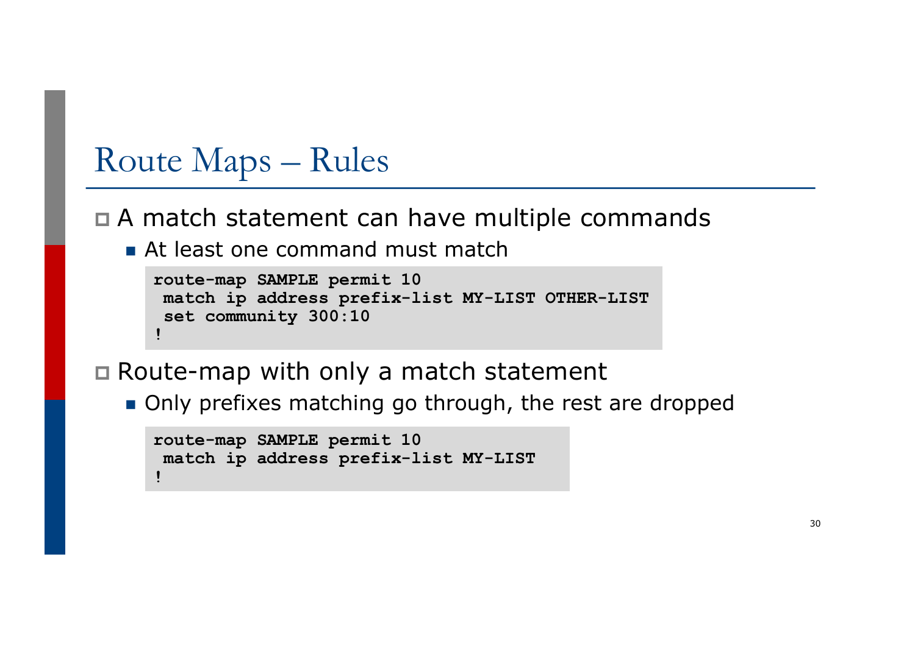# Route Maps – Rules

- A match statement can have multiple commands
  - At least one command must match

```
route-map SAMPLE permit 10
 match ip address prefix-list MY-LIST OTHER-LIST
 set community 300:10
!
```

- Route-map with only a match statement
  - Only prefixes matching go through, the rest are dropped

```
route-map SAMPLE permit 10
 match ip address prefix-list MY-LIST
!
```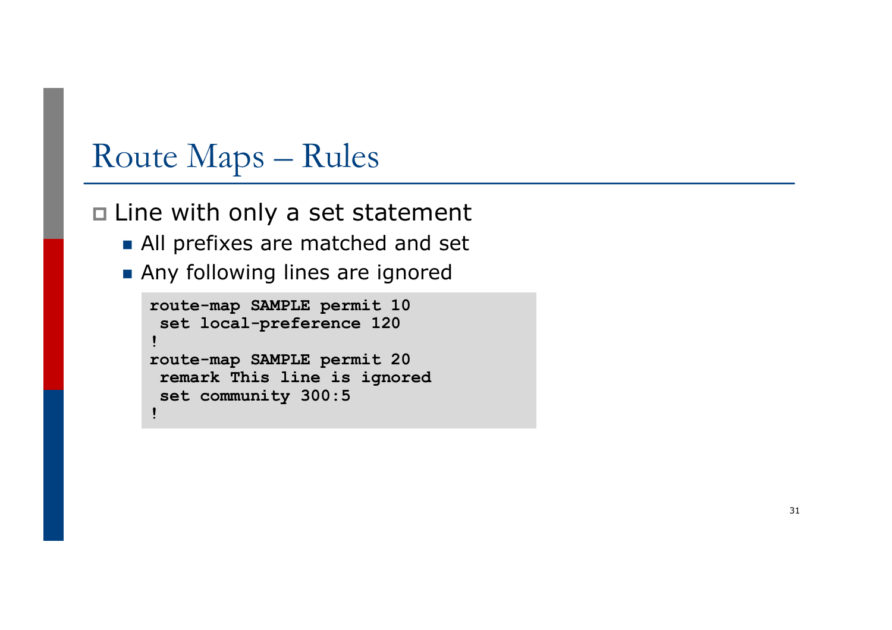# Route Maps – Rules

- Line with only a set statement
  - All prefixes are matched and set
  - Any following lines are ignored

```
route-map SAMPLE permit 10
 set local-preference 120
!
route-map SAMPLE permit 20
 remark This line is ignored
 set community 300:5
!
```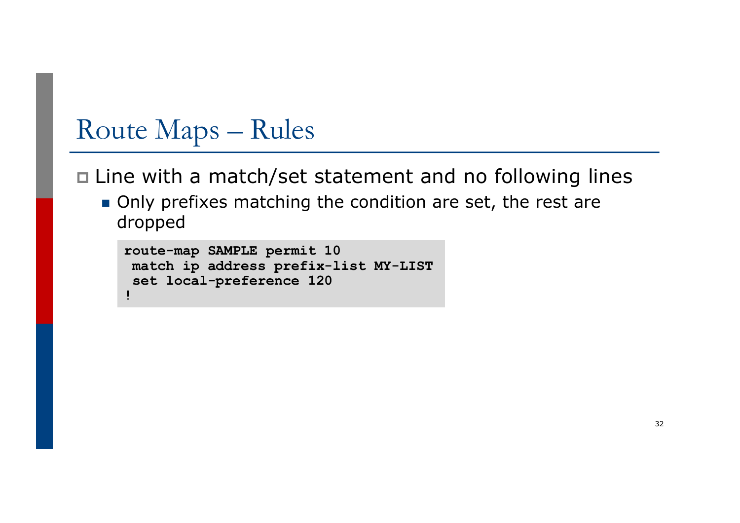# Route Maps – Rules

- Line with a match/set statement and no following lines
  - Only prefixes matching the condition are set, the rest are dropped

```
route-map SAMPLE permit 10
 match ip address prefix-list MY-LIST
 set local-preference 120
!
```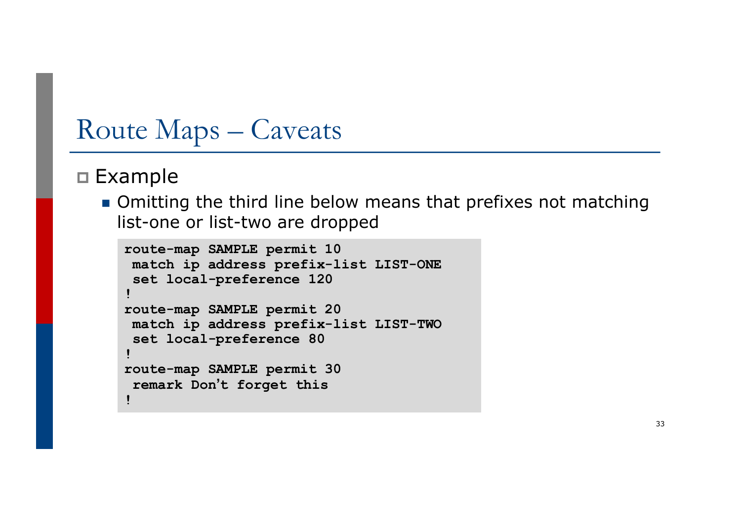# Route Maps – Caveats

- Example
  - Omitting the third line below means that prefixes not matching list-one or list-two are dropped

```
route-map SAMPLE permit 10
 match ip address prefix-list LIST-ONE
 set local-preference 120
!
route-map SAMPLE permit 20
 match ip address prefix-list LIST-TWO
 set local-preference 80
!
route-map SAMPLE permit 30
 remark Don't forget this
!
```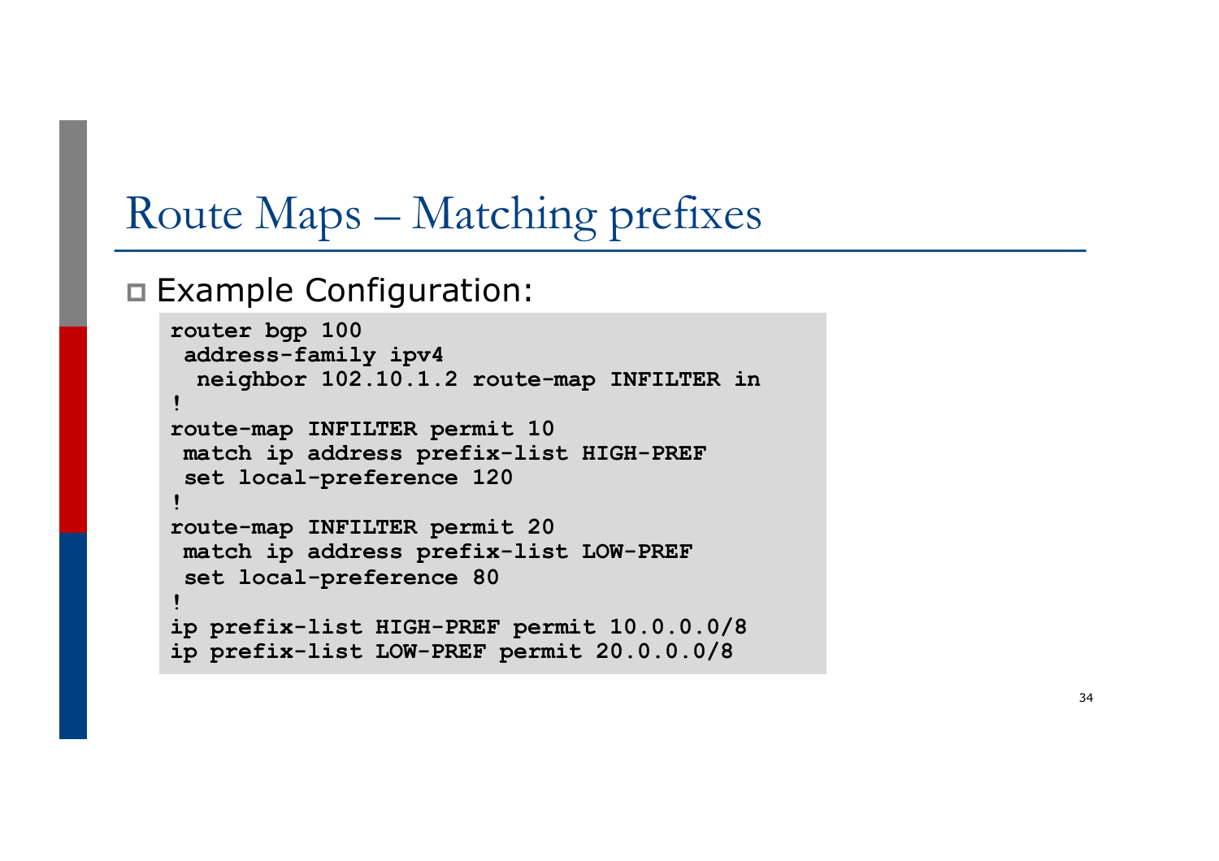# Route Maps – Matching prefixes

- Example Configuration:

```
router bgp 100
 address-family ipv4
  neighbor 102.10.1.2 route-map INFILTER in
!
route-map INFILTER permit 10
 match ip address prefix-list HIGH-PREF
 set local-preference 120
!
route-map INFILTER permit 20
 match ip address prefix-list LOW-PREF
 set local-preference 80
!
ip prefix-list HIGH-PREF permit 10.0.0.0/8
ip prefix-list LOW-PREF permit 20.0.0.0/8
```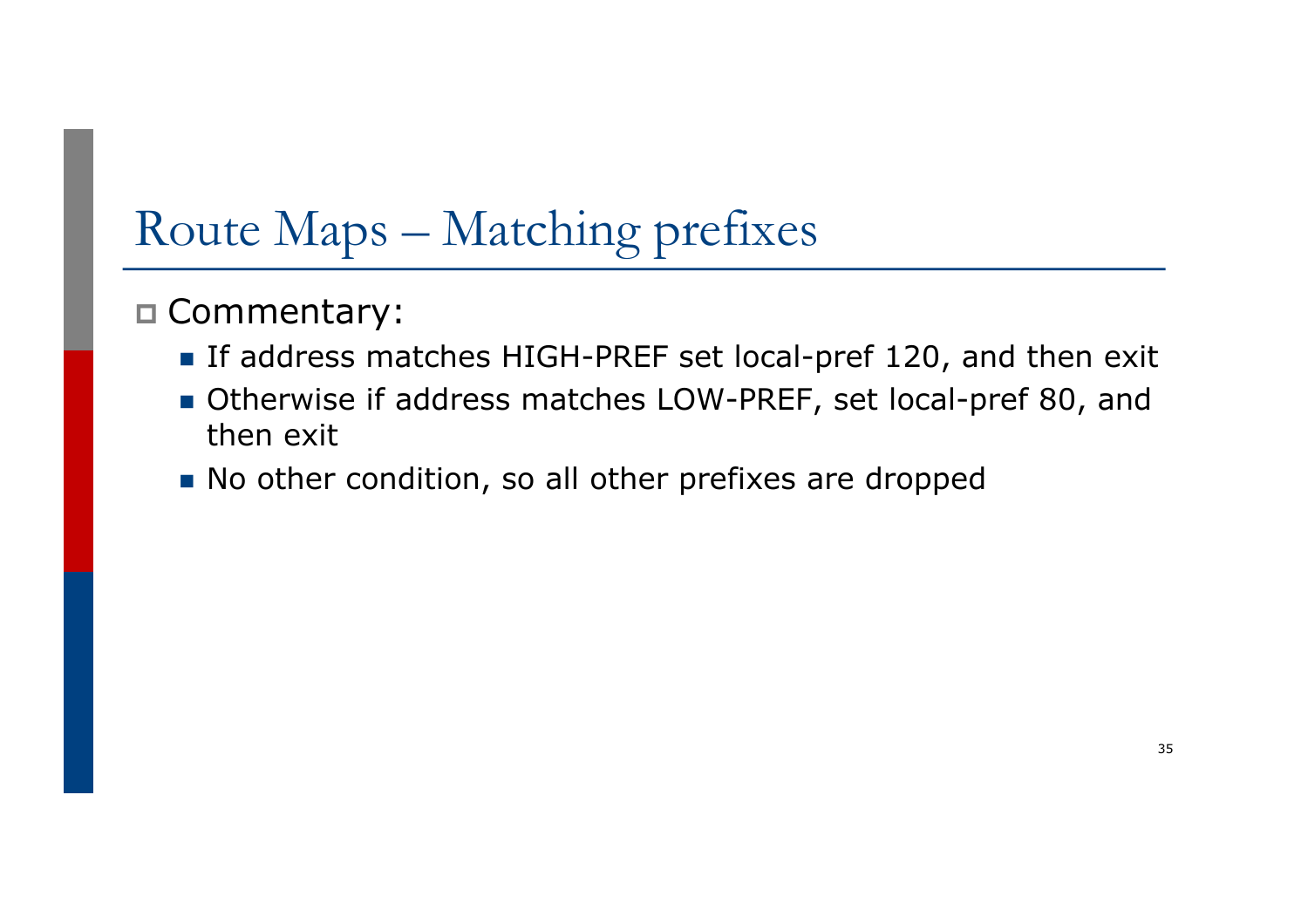# Route Maps – Matching prefixes

- Commentary:
  - If address matches HIGH-PREF set local-pref 120, and then exit
  - Otherwise if address matches LOW-PREF, set local-pref 80, and then exit
  - No other condition, so all other prefixes are dropped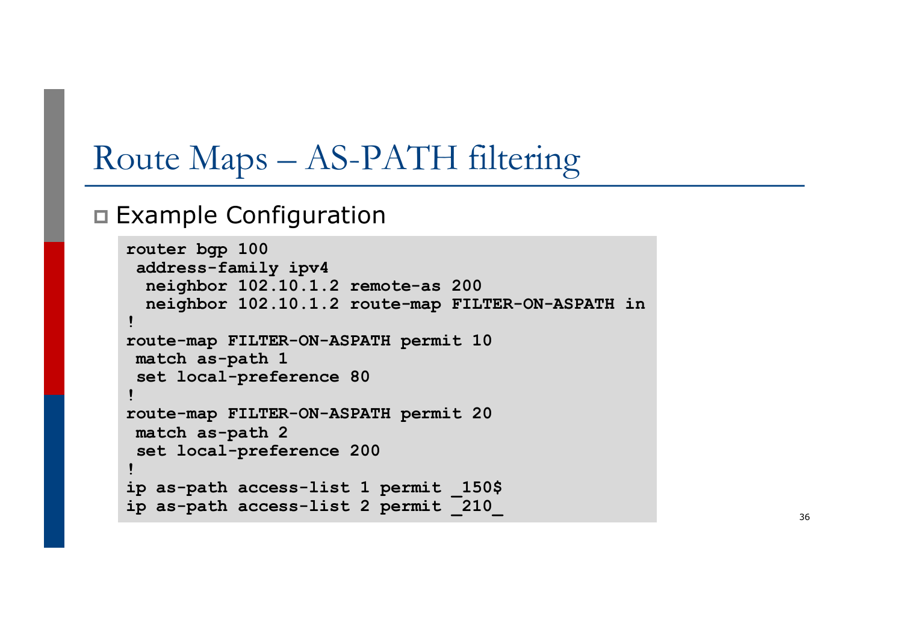# Route Maps – AS-PATH filtering

- Example Configuration

```
router bgp 100
 address-family ipv4
  neighbor 102.10.1.2 remote-as 200
  neighbor 102.10.1.2 route-map FILTER-ON-ASPATH in
!
route-map FILTER-ON-ASPATH permit 10
 match as-path 1
 set local-preference 80
!
route-map FILTER-ON-ASPATH permit 20
 match as-path 2
 set local-preference 200
!
ip as-path access-list 1 permit _150$
ip as-path access-list 2 permit _210_
```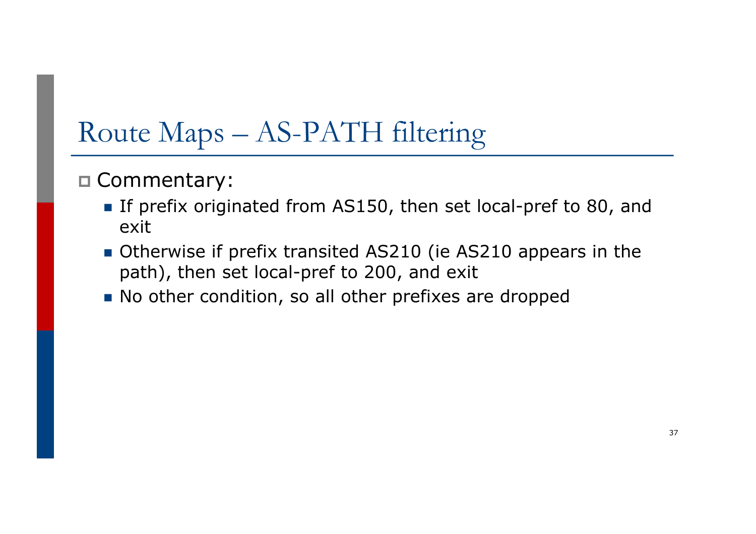# Route Maps – AS-PATH filtering

- Commentary:
  - If prefix originated from AS150, then set local-pref to 80, and exit
  - Otherwise if prefix transited AS210 (ie AS210 appears in the path), then set local-pref to 200, and exit
  - No other condition, so all other prefixes are dropped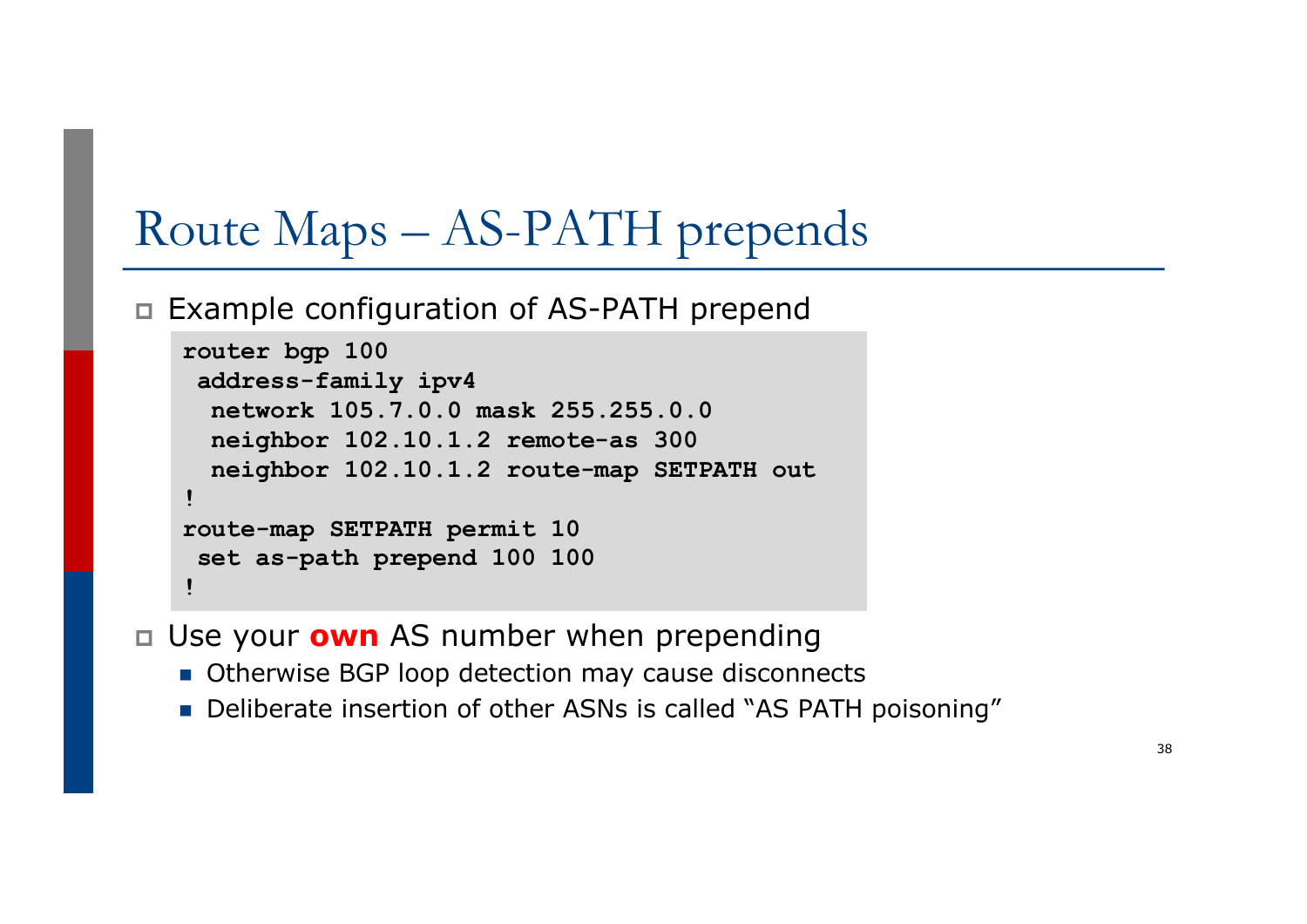# Route Maps – AS-PATH prepends

- Example configuration of AS-PATH prepend

```
router bgp 100
 address-family ipv4
  network 105.7.0.0 mask 255.255.0.0
  neighbor 102.10.1.2 remote-as 300
  neighbor 102.10.1.2 route-map SETPATH out
!
route-map SETPATH permit 10
 set as-path prepend 100 100
!
```

- Use your **own** AS number when prepending
  - Otherwise BGP loop detection may cause disconnects
  - Deliberate insertion of other ASNs is called "AS PATH poisoning"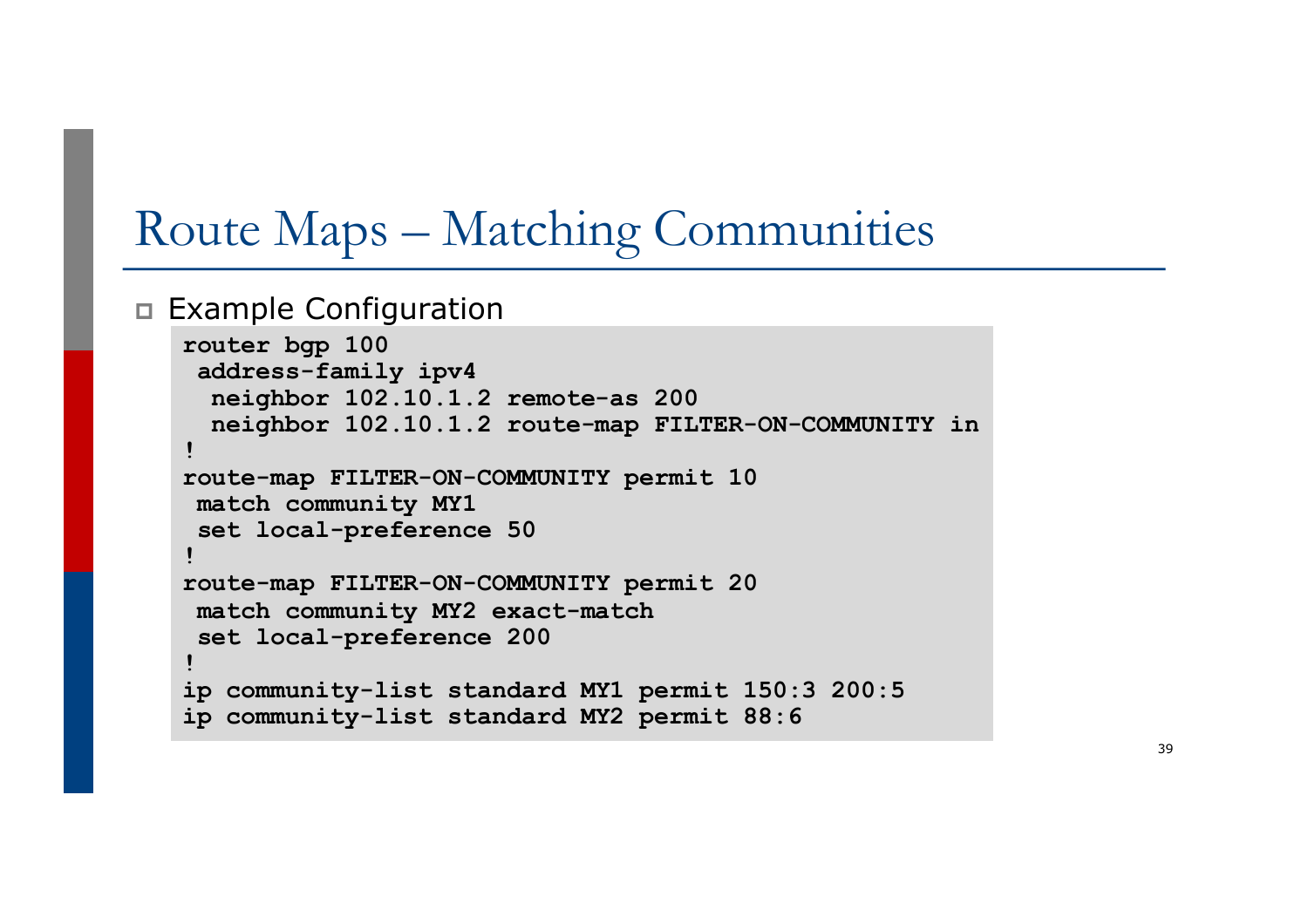# Route Maps – Matching Communities

- Example Configuration

```
router bgp 100
 address-family ipv4
  neighbor 102.10.1.2 remote-as 200
  neighbor 102.10.1.2 route-map FILTER-ON-COMMUNITY in
!
route-map FILTER-ON-COMMUNITY permit 10
 match community MY1
 set local-preference 50
!
route-map FILTER-ON-COMMUNITY permit 20
 match community MY2 exact-match
 set local-preference 200
!
ip community-list standard MY1 permit 150:3 200:5
ip community-list standard MY2 permit 88:6
```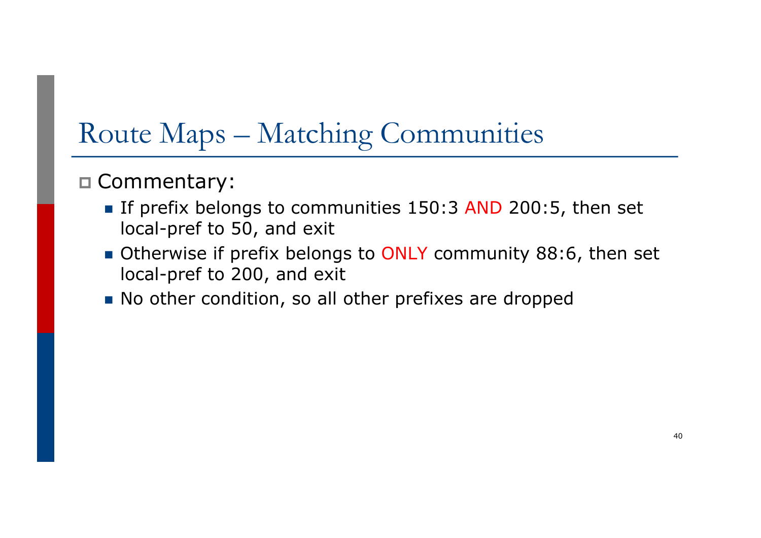# Route Maps – Matching Communities

- Commentary:
  - If prefix belongs to communities 150:3 AND 200:5, then set local-pref to 50, and exit
  - Otherwise if prefix belongs to ONLY community 88:6, then set local-pref to 200, and exit
  - No other condition, so all other prefixes are dropped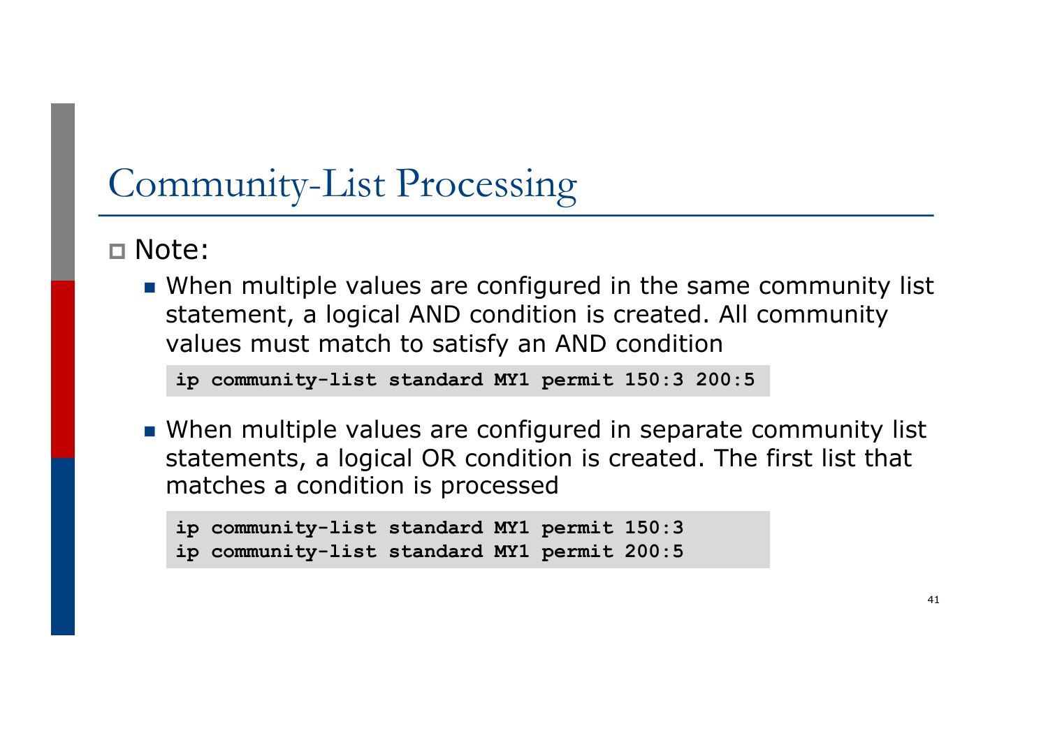# Community-List Processing

- Note:
  - When multiple values are configured in the same community list statement, a logical AND condition is created. All community values must match to satisfy an AND condition

    ```
    ip community-list standard MY1 permit 150:3 200:5
    ```

  - When multiple values are configured in separate community list statements, a logical OR condition is created. The first list that matches a condition is processed

    ```
    ip community-list standard MY1 permit 150:3
    ip community-list standard MY1 permit 200:5
    ```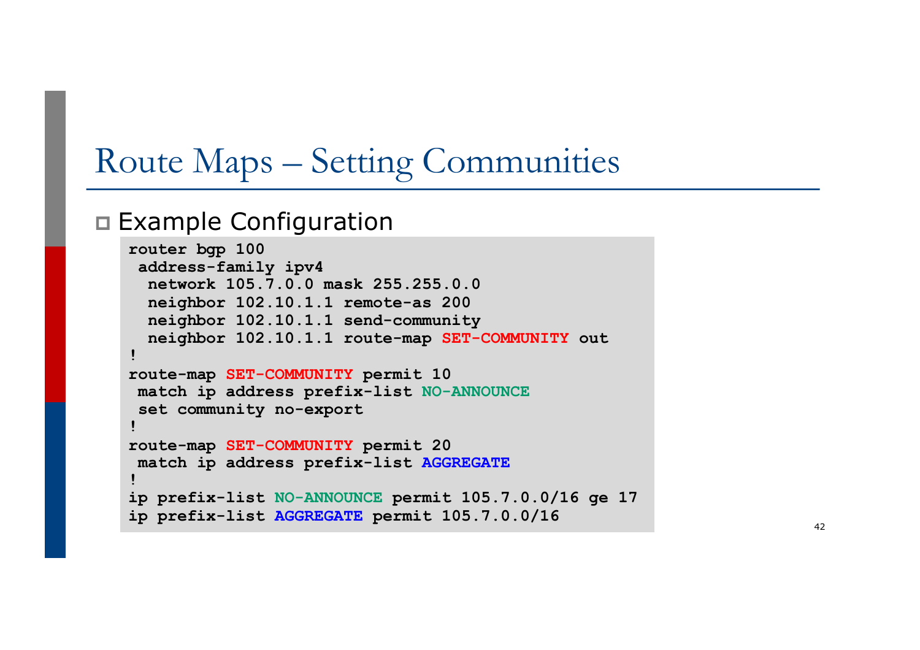# Route Maps – Setting Communities

- Example Configuration

```
router bgp 100
 address-family ipv4
  network 105.7.0.0 mask 255.255.0.0
  neighbor 102.10.1.1 remote-as 200
  neighbor 102.10.1.1 send-community
  neighbor 102.10.1.1 route-map SET-COMMUNITY out
!
route-map SET-COMMUNITY permit 10
 match ip address prefix-list NO-ANNOUNCE
 set community no-export
!
route-map SET-COMMUNITY permit 20
 match ip address prefix-list AGGREGATE
!
ip prefix-list NO-ANNOUNCE permit 105.7.0.0/16 ge 17
ip prefix-list AGGREGATE permit 105.7.0.0/16
```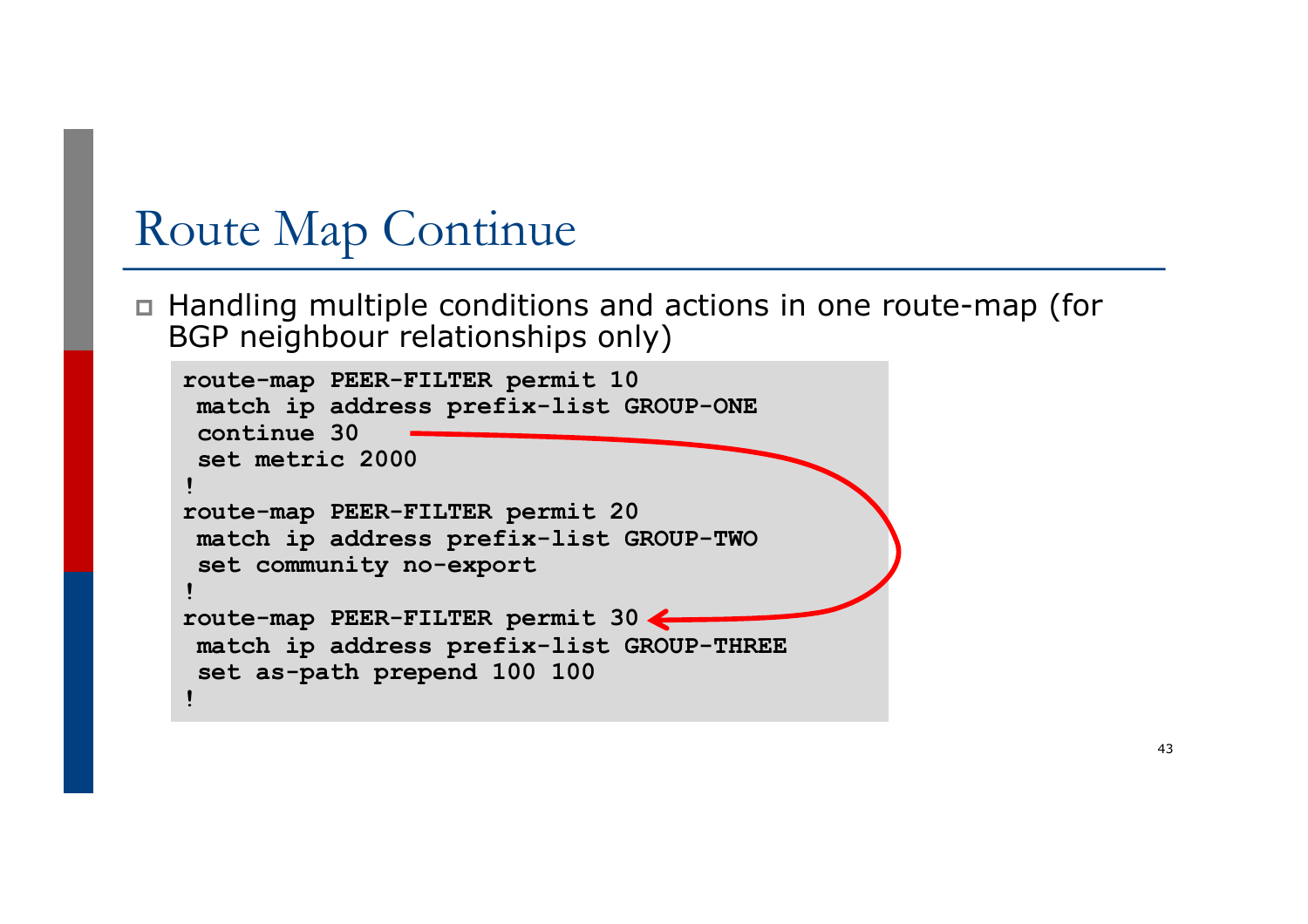# Route Map Continue

- Handling multiple conditions and actions in one route-map (for BGP neighbour relationships only)

```
route-map PEER-FILTER permit 10
 match ip address prefix-list GROUP-ONE
 continue 30
 set metric 2000
!
route-map PEER-FILTER permit 20
 match ip address prefix-list GROUP-TWO
 set community no-export
!
route-map PEER-FILTER permit 30
 match ip address prefix-list GROUP-THREE
 set as-path prepend 100 100
!
```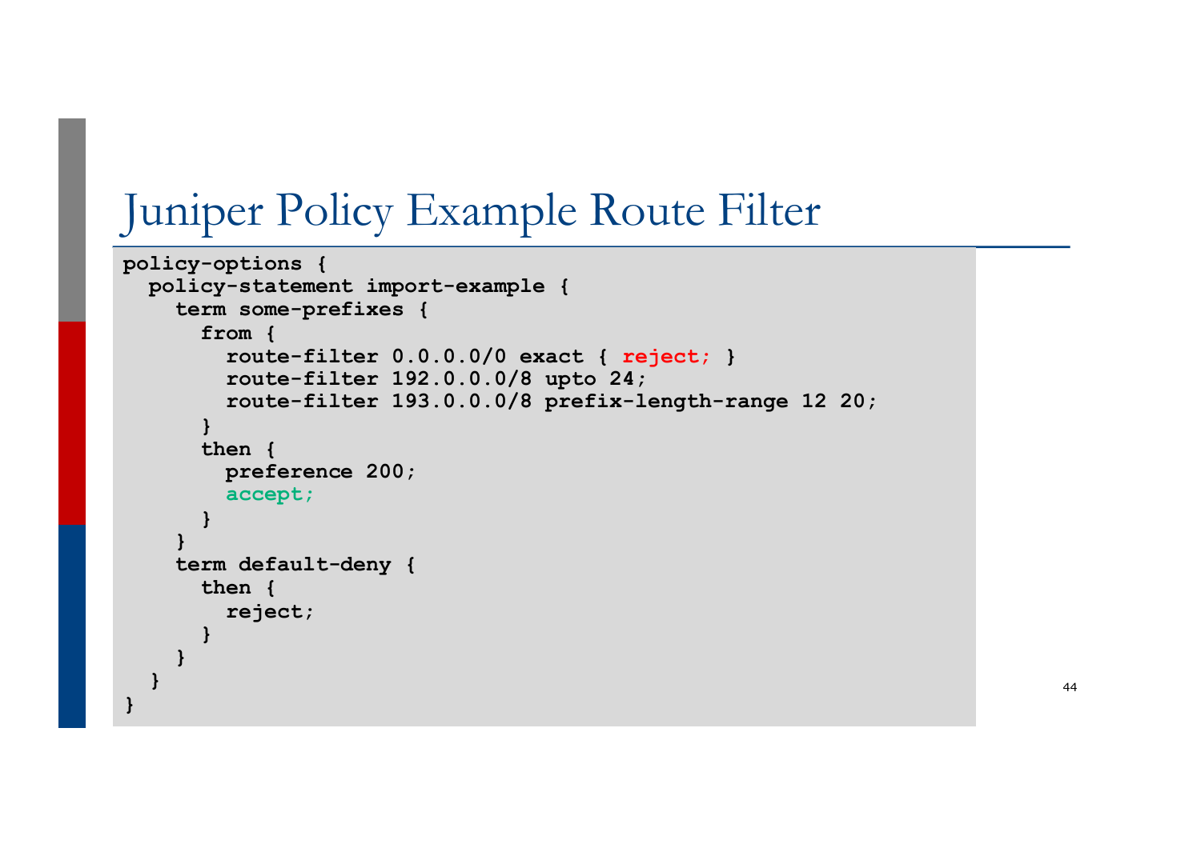# Juniper Policy Example Route Filter

```
policy-options {
  policy-statement import-example {
    term some-prefixes {
      from {
        route-filter 0.0.0.0/0 exact { reject; }
        route-filter 192.0.0.0/8 upto 24;
        route-filter 193.0.0.0/8 prefix-length-range 12 20;
      }
      then {
        preference 200;
        accept;
      }
    }
    term default-deny {
      then {
        reject;
      }
    }
  }
}
```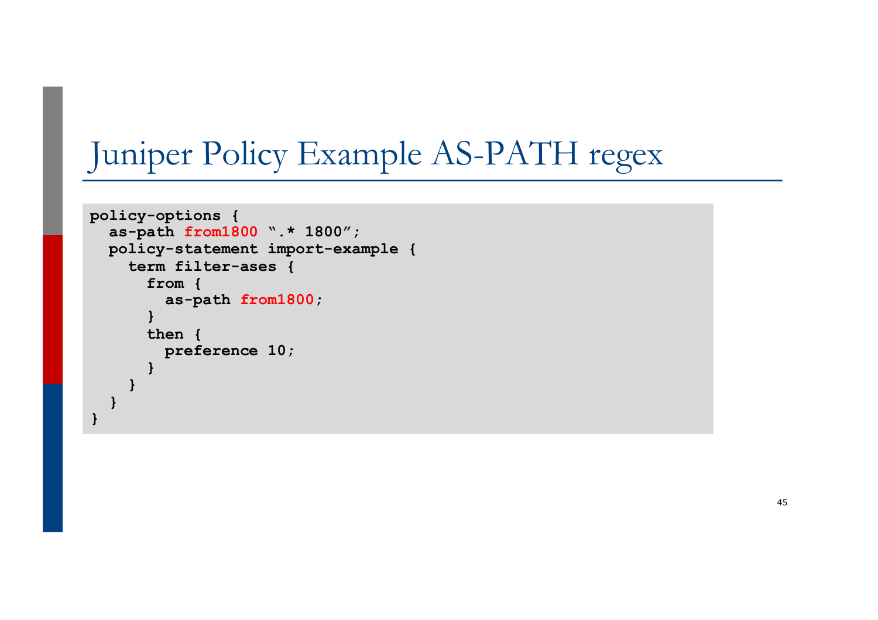# Juniper Policy Example AS-PATH regex

```
policy-options {
  as-path from1800 ".* 1800";
  policy-statement import-example {
    term filter-ases {
      from {
        as-path from1800;
      }
      then {
        preference 10;
      }
    }
  }
}
```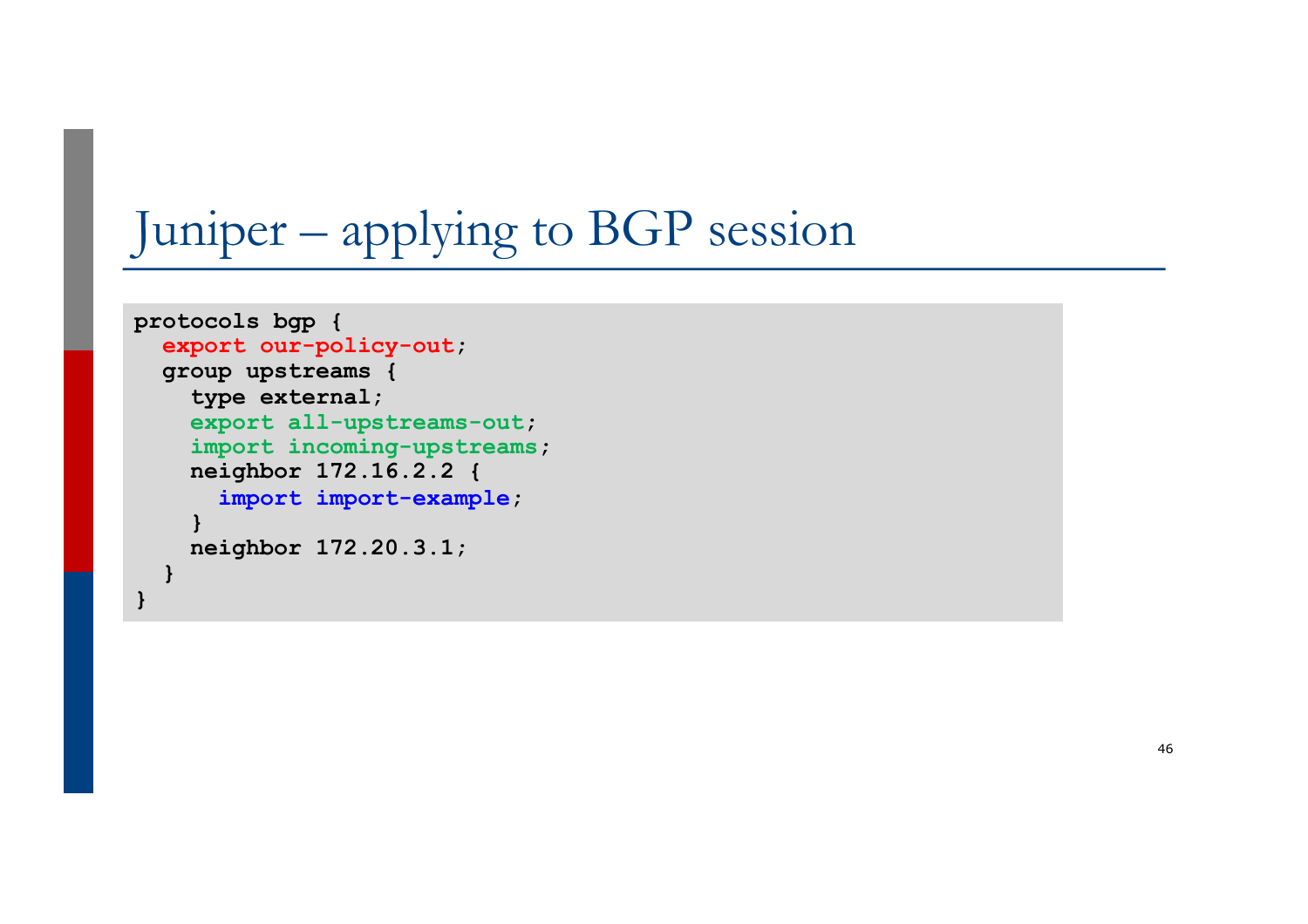# Juniper – applying to BGP session

```
protocols bgp {
  export our-policy-out;
  group upstreams {
    type external;
    export all-upstreams-out;
    import incoming-upstreams;
    neighbor 172.16.2.2 {
      import import-example;
    }
    neighbor 172.20.3.1;
  }
}
```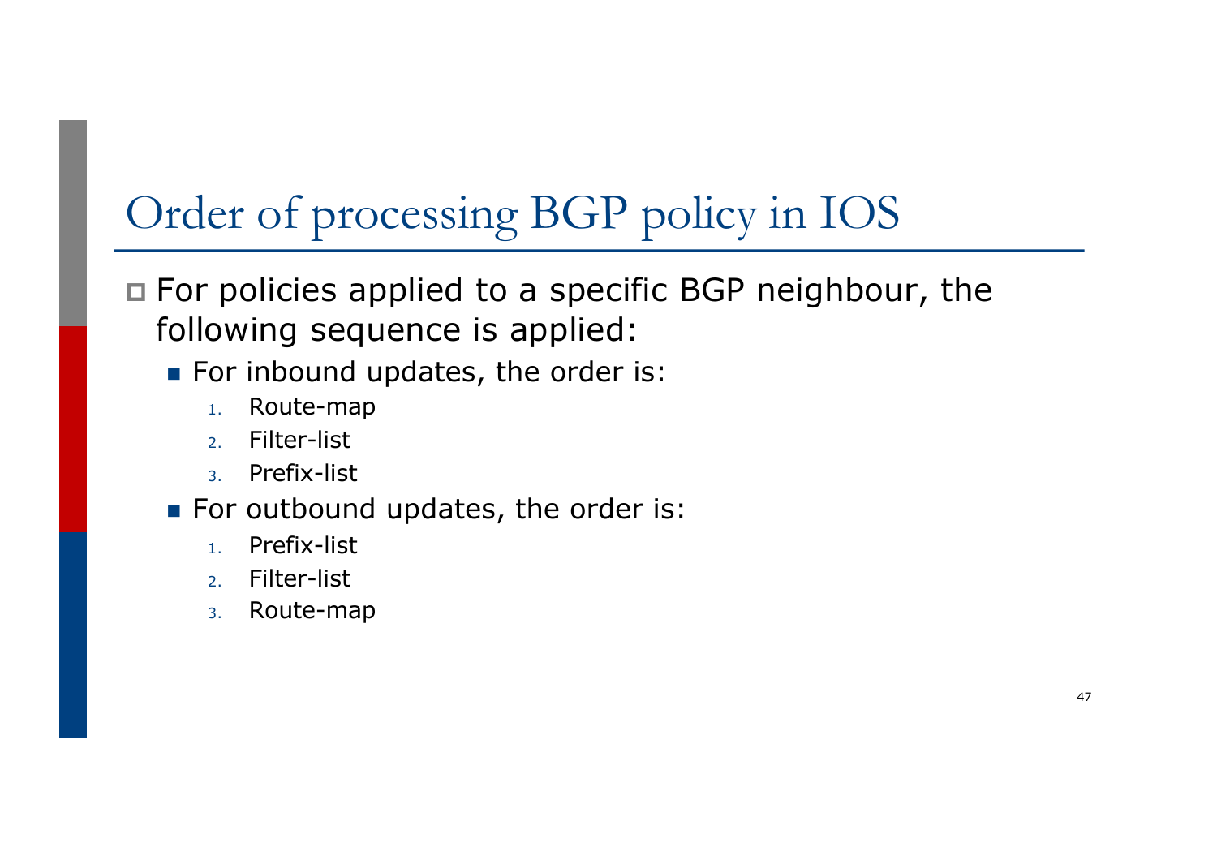# Order of processing BGP policy in IOS

- For policies applied to a specific BGP neighbour, the following sequence is applied:
  - For inbound updates, the order is:
    1. Route-map
    2. Filter-list
    3. Prefix-list
  - For outbound updates, the order is:
    1. Prefix-list
    2. Filter-list
    3. Route-map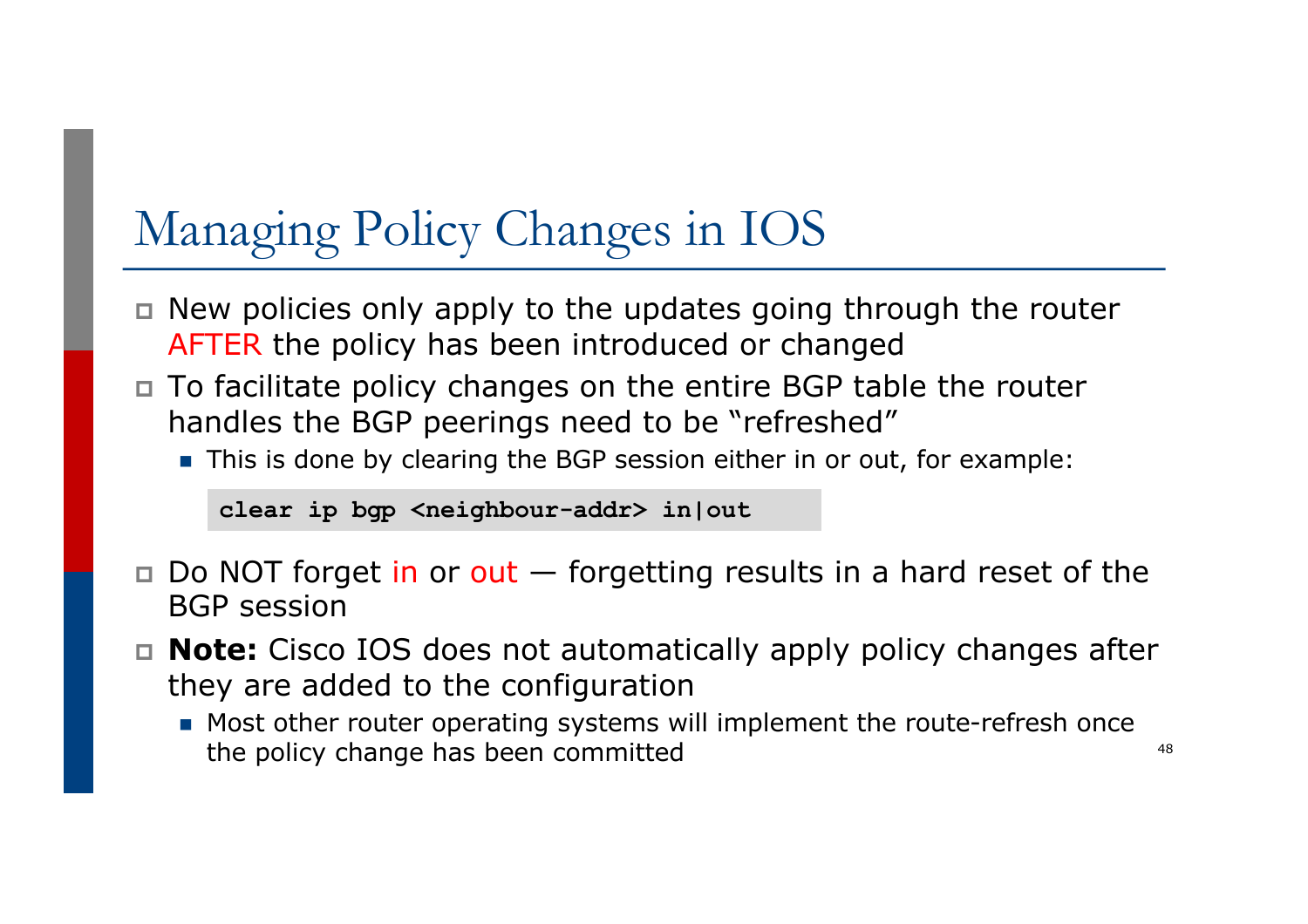# Managing Policy Changes in IOS

- New policies only apply to the updates going through the router AFTER the policy has been introduced or changed
- To facilitate policy changes on the entire BGP table the router handles the BGP peerings need to be "refreshed"
  - This is done by clearing the BGP session either in or out, for example:

```
clear ip bgp <neighbour-addr> in|out
```

- Do NOT forget in or out — forgetting results in a hard reset of the BGP session
- **Note:** Cisco IOS does not automatically apply policy changes after they are added to the configuration
  - Most other router operating systems will implement the route-refresh once the policy change has been committed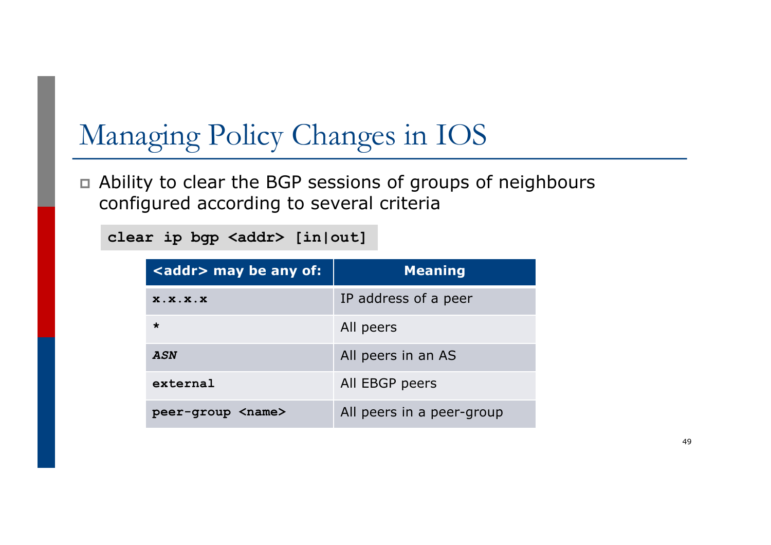# Managing Policy Changes in IOS

- Ability to clear the BGP sessions of groups of neighbours configured according to several criteria

```
clear ip bgp <addr> [in|out]
```

| <addr> may be any of: | Meaning |
|---|---|
| `x.x.x.x` | IP address of a peer |
| `*` | All peers |
| ***`ASN`*** | All peers in an AS |
| `external` | All EBGP peers |
| `peer-group <name>` | All peers in a peer-group |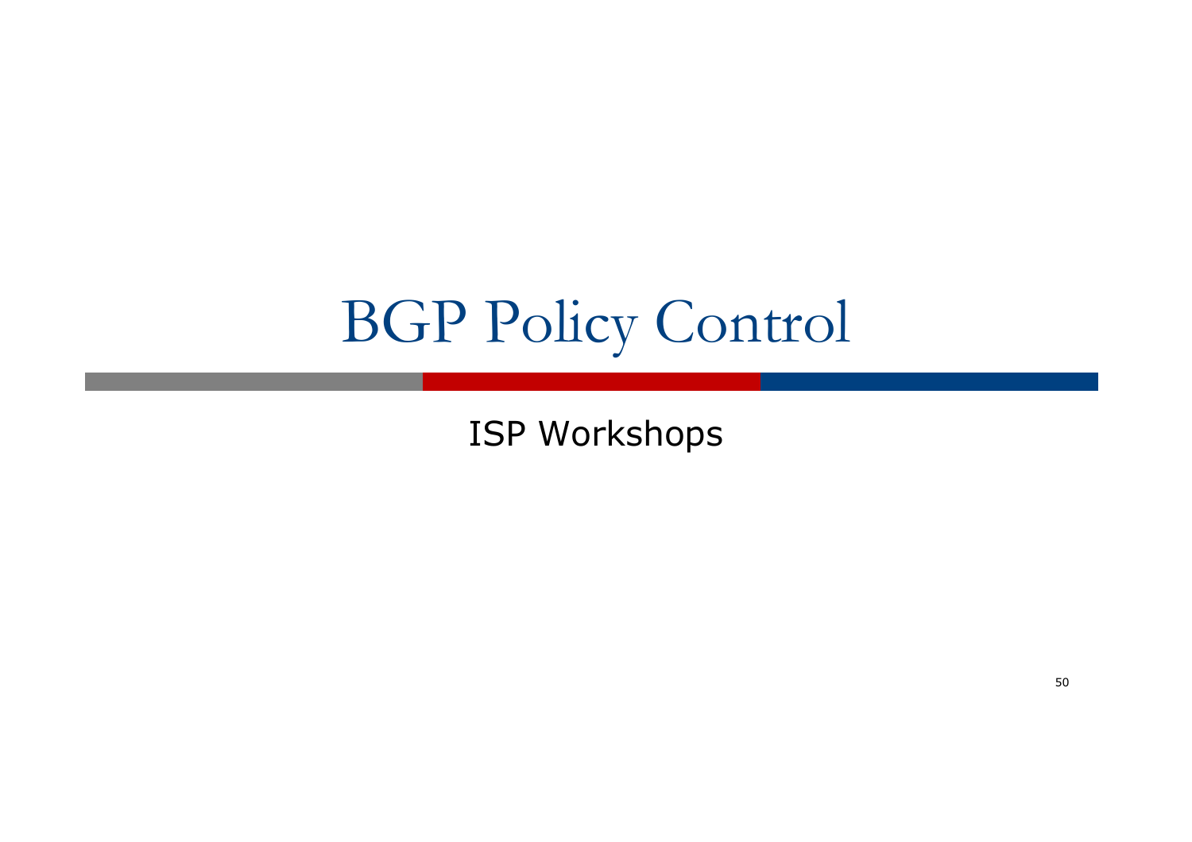# BGP Policy Control

ISP Workshops